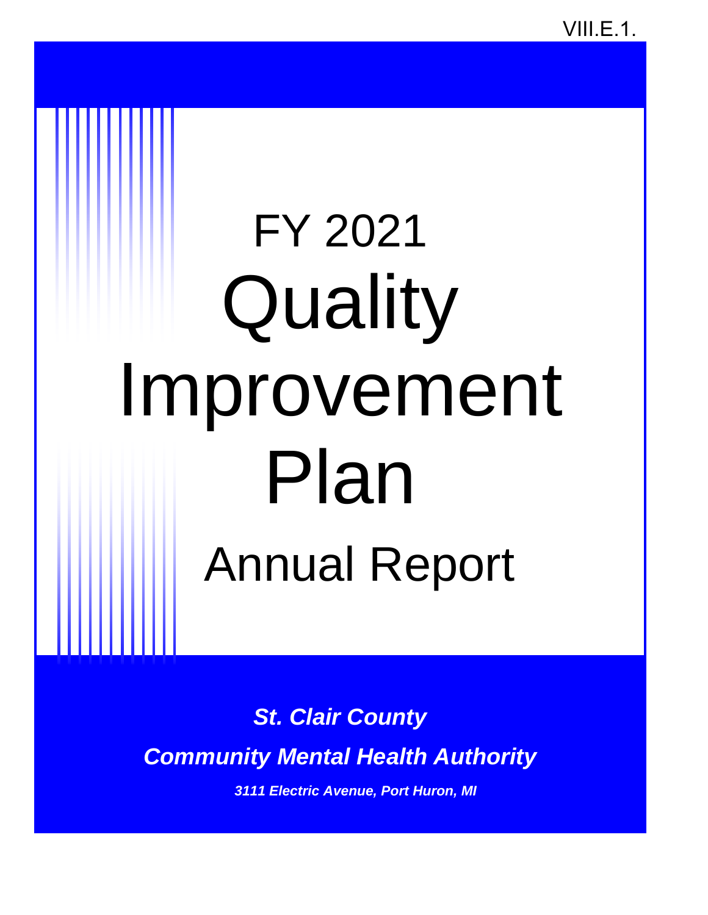VIII.E.1.

# FY 2021

# Quality Improvement Plan

## Annual Report

***St. Clair County***

***Community Mental Health Authority***

***3111 Electric Avenue, Port Huron, MI***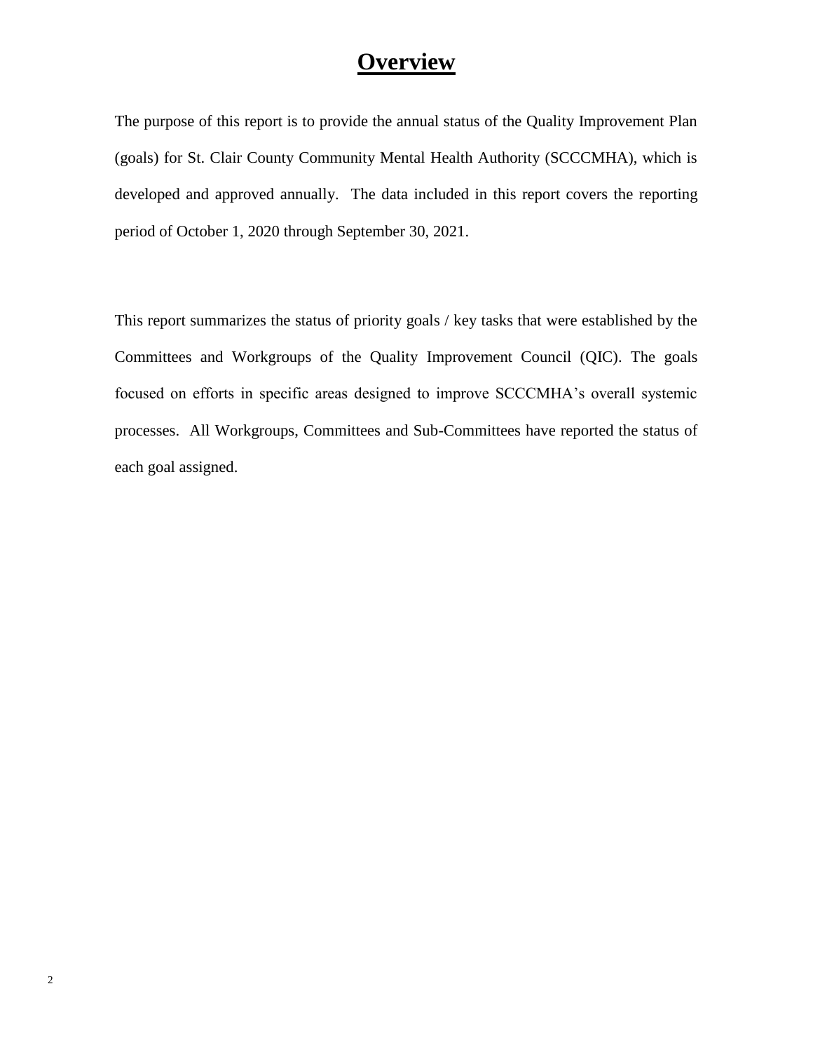# Overview

The purpose of this report is to provide the annual status of the Quality Improvement Plan (goals) for St. Clair County Community Mental Health Authority (SCCCMHA), which is developed and approved annually. The data included in this report covers the reporting period of October 1, 2020 through September 30, 2021.

This report summarizes the status of priority goals / key tasks that were established by the Committees and Workgroups of the Quality Improvement Council (QIC). The goals focused on efforts in specific areas designed to improve SCCCMHA's overall systemic processes. All Workgroups, Committees and Sub-Committees have reported the status of each goal assigned.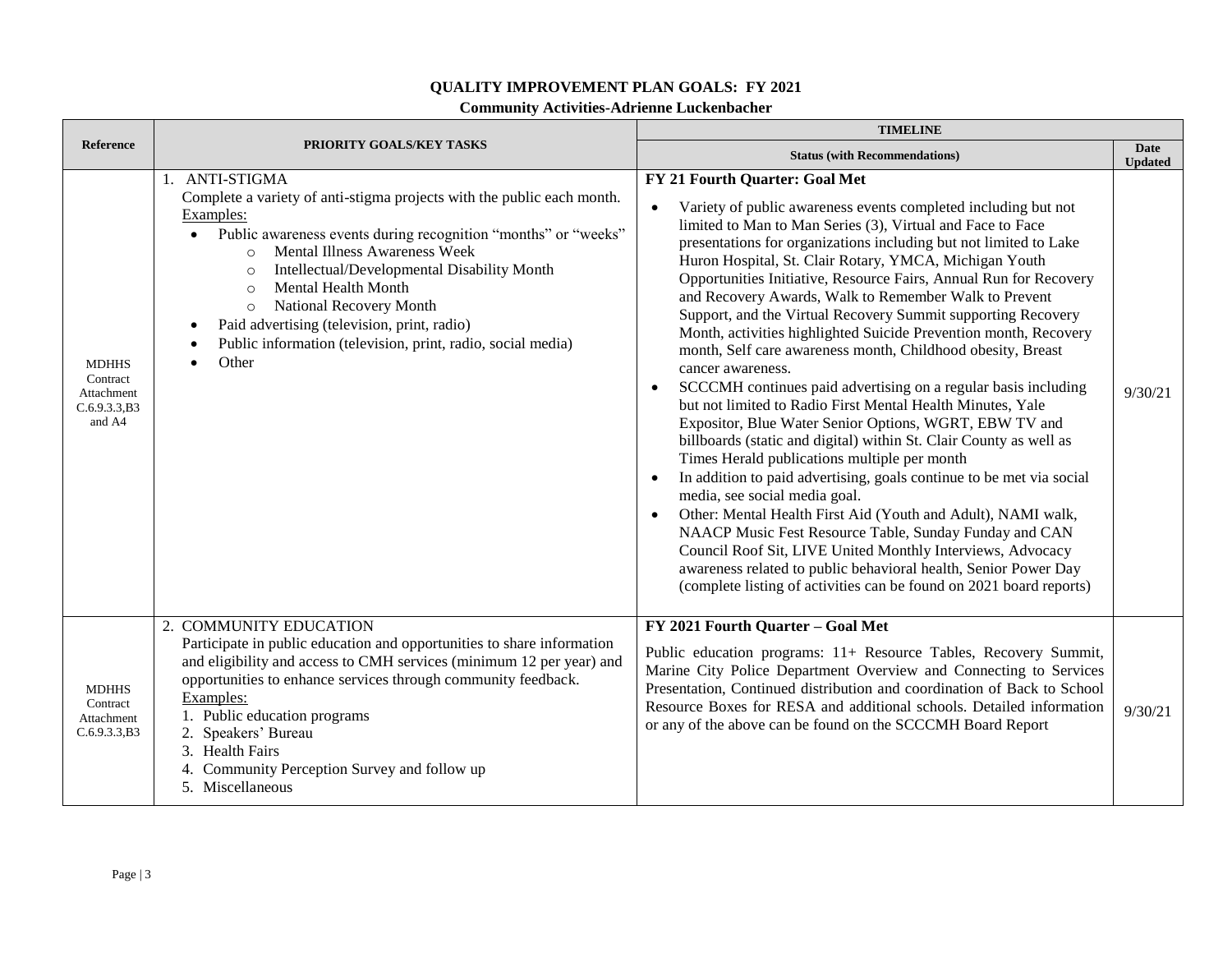## QUALITY IMPROVEMENT PLAN GOALS: FY 2021

### Community Activities-Adrienne Luckenbacher

| Reference | PRIORITY GOALS/KEY TASKS | TIMELINE | |
|---|---|---|---|
| | | **Status (with Recommendations)** | **Date Updated** |
| MDHHS Contract Attachment C.6.9.3.3,B3 and A4 | 1. ANTI-STIGMA<br>Complete a variety of anti-stigma projects with the public each month.<br>Examples:<br>• Public awareness events during recognition "months" or "weeks"<br>&nbsp;&nbsp;&nbsp;&nbsp;○ Mental Illness Awareness Week<br>&nbsp;&nbsp;&nbsp;&nbsp;○ Intellectual/Developmental Disability Month<br>&nbsp;&nbsp;&nbsp;&nbsp;○ Mental Health Month<br>&nbsp;&nbsp;&nbsp;&nbsp;○ National Recovery Month<br>• Paid advertising (television, print, radio)<br>• Public information (television, print, radio, social media)<br>• Other | **FY 21 Fourth Quarter: Goal Met**<br>• Variety of public awareness events completed including but not limited to Man to Man Series (3), Virtual and Face to Face presentations for organizations including but not limited to Lake Huron Hospital, St. Clair Rotary, YMCA, Michigan Youth Opportunities Initiative, Resource Fairs, Annual Run for Recovery and Recovery Awards, Walk to Remember Walk to Prevent Support, and the Virtual Recovery Summit supporting Recovery Month, activities highlighted Suicide Prevention month, Recovery month, Self care awareness month, Childhood obesity, Breast cancer awareness.<br>• SCCCMH continues paid advertising on a regular basis including but not limited to Radio First Mental Health Minutes, Yale Expositor, Blue Water Senior Options, WGRT, EBW TV and billboards (static and digital) within St. Clair County as well as Times Herald publications multiple per month<br>• In addition to paid advertising, goals continue to be met via social media, see social media goal.<br>• Other: Mental Health First Aid (Youth and Adult), NAMI walk, NAACP Music Fest Resource Table, Sunday Funday and CAN Council Roof Sit, LIVE United Monthly Interviews, Advocacy awareness related to public behavioral health, Senior Power Day (complete listing of activities can be found on 2021 board reports) | 9/30/21 |
| MDHHS Contract Attachment C.6.9.3.3,B3 | 2. COMMUNITY EDUCATION<br>Participate in public education and opportunities to share information and eligibility and access to CMH services (minimum 12 per year) and opportunities to enhance services through community feedback.<br>Examples:<br>1. Public education programs<br>2. Speakers' Bureau<br>3. Health Fairs<br>4. Community Perception Survey and follow up<br>5. Miscellaneous | **FY 2021 Fourth Quarter – Goal Met**<br>Public education programs: 11+ Resource Tables, Recovery Summit, Marine City Police Department Overview and Connecting to Services Presentation, Continued distribution and coordination of Back to School Resource Boxes for RESA and additional schools. Detailed information or any of the above can be found on the SCCCMH Board Report | 9/30/21 |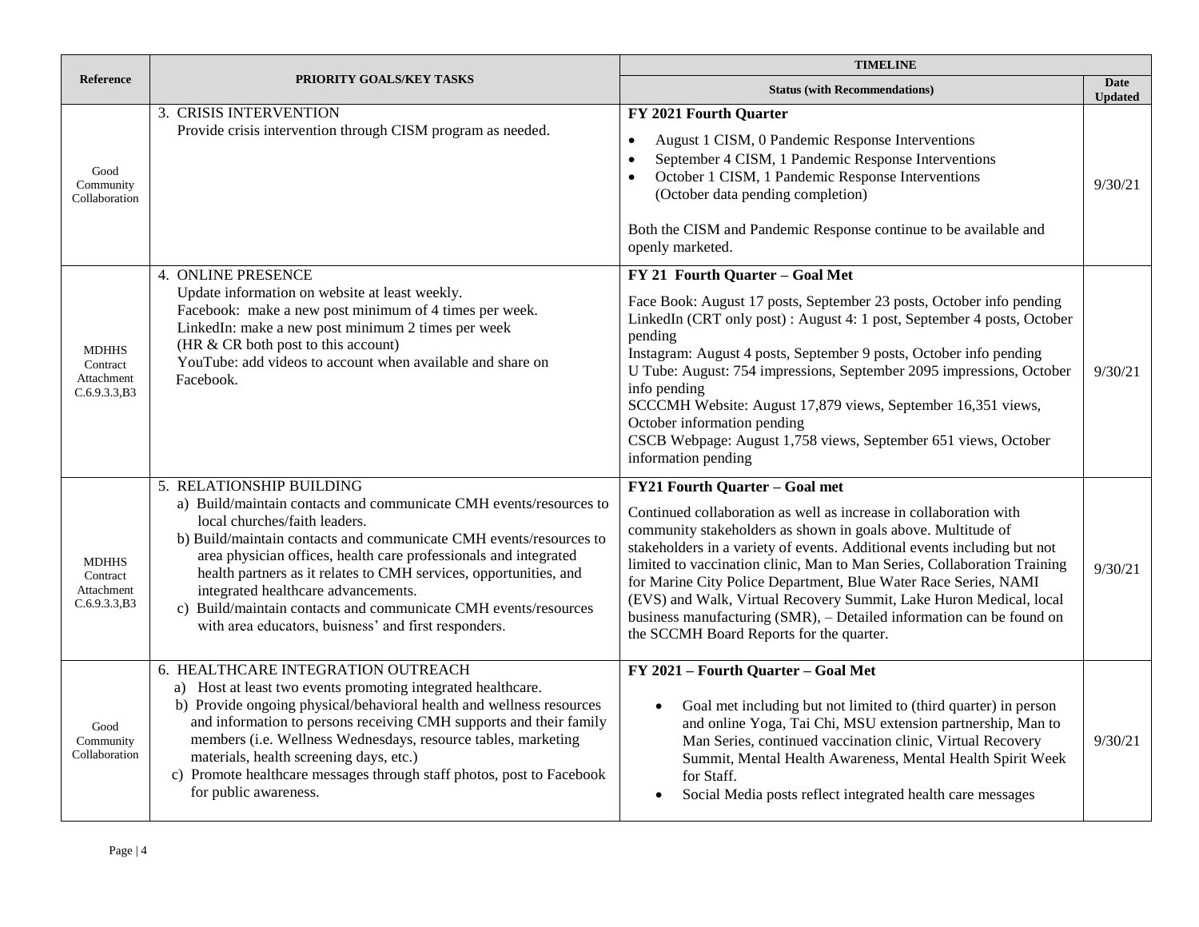| Reference | PRIORITY GOALS/KEY TASKS | TIMELINE | |
|---|---|---|---|
| | | Status (with Recommendations) | Date Updated |
| Good Community Collaboration | 3. CRISIS INTERVENTION<br>Provide crisis intervention through CISM program as needed. | **FY 2021 Fourth Quarter**<br>• August 1 CISM, 0 Pandemic Response Interventions<br>• September 4 CISM, 1 Pandemic Response Interventions<br>• October 1 CISM, 1 Pandemic Response Interventions (October data pending completion)<br><br>Both the CISM and Pandemic Response continue to be available and openly marketed. | 9/30/21 |
| MDHHS Contract Attachment C.6.9.3.3,B3 | 4. ONLINE PRESENCE<br>Update information on website at least weekly.<br>Facebook: make a new post minimum of 4 times per week.<br>LinkedIn: make a new post minimum 2 times per week (HR & CR both post to this account)<br>YouTube: add videos to account when available and share on Facebook. | **FY 21 Fourth Quarter – Goal Met**<br>Face Book: August 17 posts, September 23 posts, October info pending<br>LinkedIn (CRT only post) : August 4: 1 post, September 4 posts, October pending<br>Instagram: August 4 posts, September 9 posts, October info pending<br>U Tube: August: 754 impressions, September 2095 impressions, October info pending<br>SCCCMH Website: August 17,879 views, September 16,351 views, October information pending<br>CSCB Webpage: August 1,758 views, September 651 views, October information pending | 9/30/21 |
| MDHHS Contract Attachment C.6.9.3.3,B3 | 5. RELATIONSHIP BUILDING<br>a) Build/maintain contacts and communicate CMH events/resources to local churches/faith leaders.<br>b) Build/maintain contacts and communicate CMH events/resources to area physician offices, health care professionals and integrated health partners as it relates to CMH services, opportunities, and integrated healthcare advancements.<br>c) Build/maintain contacts and communicate CMH events/resources with area educators, buisness' and first responders. | **FY21 Fourth Quarter – Goal met**<br>Continued collaboration as well as increase in collaboration with community stakeholders as shown in goals above. Multitude of stakeholders in a variety of events. Additional events including but not limited to vaccination clinic, Man to Man Series, Collaboration Training for Marine City Police Department, Blue Water Race Series, NAMI (EVS) and Walk, Virtual Recovery Summit, Lake Huron Medical, local business manufacturing (SMR), – Detailed information can be found on the SCCMH Board Reports for the quarter. | 9/30/21 |
| Good Community Collaboration | 6. HEALTHCARE INTEGRATION OUTREACH<br>a) Host at least two events promoting integrated healthcare.<br>b) Provide ongoing physical/behavioral health and wellness resources and information to persons receiving CMH supports and their family members (i.e. Wellness Wednesdays, resource tables, marketing materials, health screening days, etc.)<br>c) Promote healthcare messages through staff photos, post to Facebook for public awareness. | **FY 2021 – Fourth Quarter – Goal Met**<br>• Goal met including but not limited to (third quarter) in person and online Yoga, Tai Chi, MSU extension partnership, Man to Man Series, continued vaccination clinic, Virtual Recovery Summit, Mental Health Awareness, Mental Health Spirit Week for Staff.<br>• Social Media posts reflect integrated health care messages | 9/30/21 |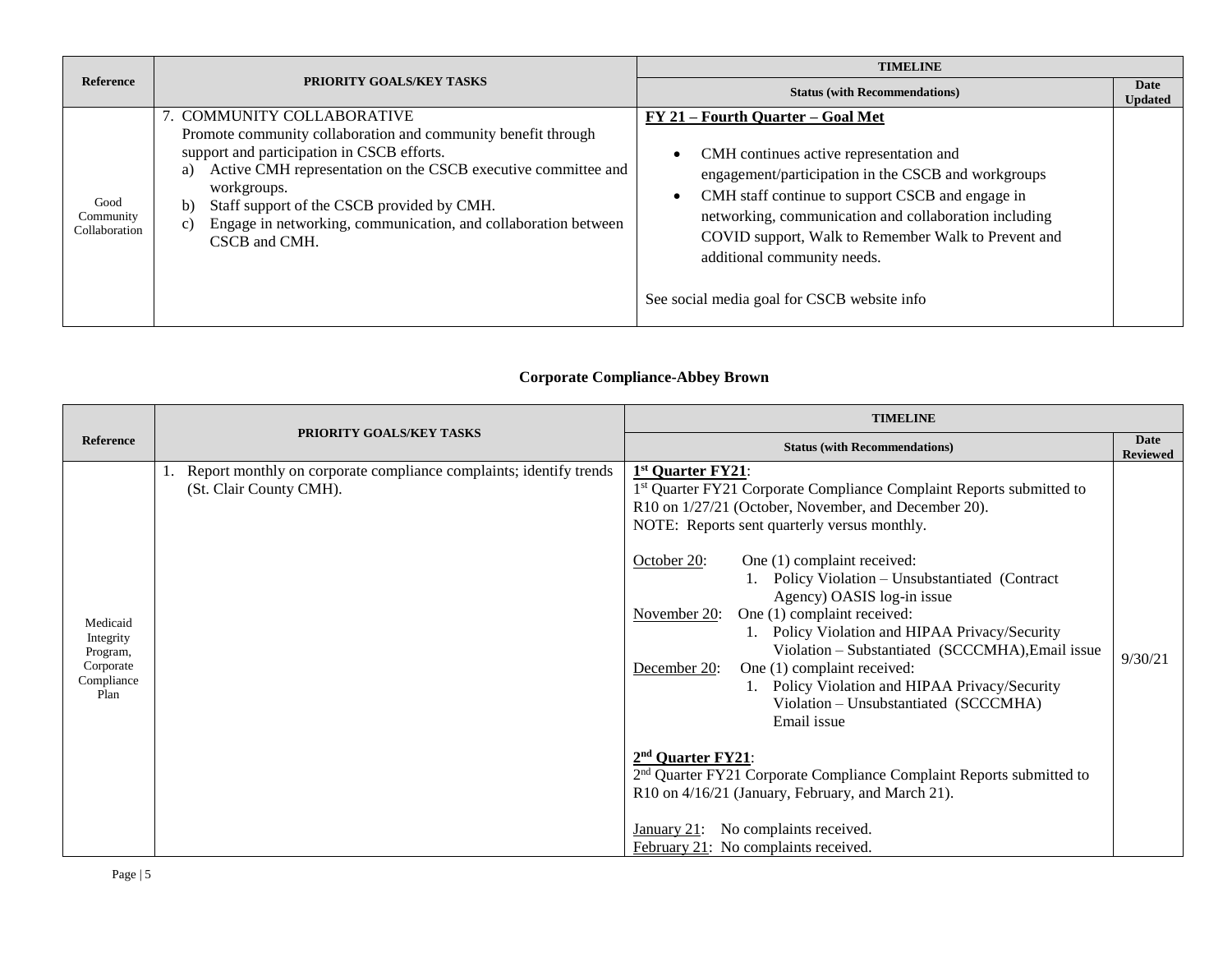| Reference | PRIORITY GOALS/KEY TASKS | TIMELINE | |
|---|---|---|---|
| | | **Status (with Recommendations)** | **Date Updated** |
| Good Community Collaboration | 7. COMMUNITY COLLABORATIVE<br>Promote community collaboration and community benefit through support and participation in CSCB efforts.<br>a) Active CMH representation on the CSCB executive committee and workgroups.<br>b) Staff support of the CSCB provided by CMH.<br>c) Engage in networking, communication, and collaboration between CSCB and CMH. | **FY 21 – Fourth Quarter – Goal Met**<br>• CMH continues active representation and engagement/participation in the CSCB and workgroups<br>• CMH staff continue to support CSCB and engage in networking, communication and collaboration including COVID support, Walk to Remember Walk to Prevent and additional community needs.<br><br>See social media goal for CSCB website info | |

**Corporate Compliance-Abbey Brown**

| Reference | PRIORITY GOALS/KEY TASKS | TIMELINE | |
|---|---|---|---|
| | | **Status (with Recommendations)** | **Date Reviewed** |
| Medicaid Integrity Program, Corporate Compliance Plan | 1. Report monthly on corporate compliance complaints; identify trends (St. Clair County CMH). | **1st Quarter FY21**:<br>1st Quarter FY21 Corporate Compliance Complaint Reports submitted to R10 on 1/27/21 (October, November, and December 20).<br>NOTE: Reports sent quarterly versus monthly.<br><br>October 20: One (1) complaint received:<br>1. Policy Violation – Unsubstantiated (Contract Agency) OASIS log-in issue<br>November 20: One (1) complaint received:<br>1. Policy Violation and HIPAA Privacy/Security Violation – Substantiated (SCCCMHA),Email issue<br>December 20: One (1) complaint received:<br>1. Policy Violation and HIPAA Privacy/Security Violation – Unsubstantiated (SCCCMHA) Email issue<br><br>**2nd Quarter FY21**:<br>2nd Quarter FY21 Corporate Compliance Complaint Reports submitted to R10 on 4/16/21 (January, February, and March 21).<br><br>January 21: No complaints received.<br>February 21: No complaints received. | 9/30/21 |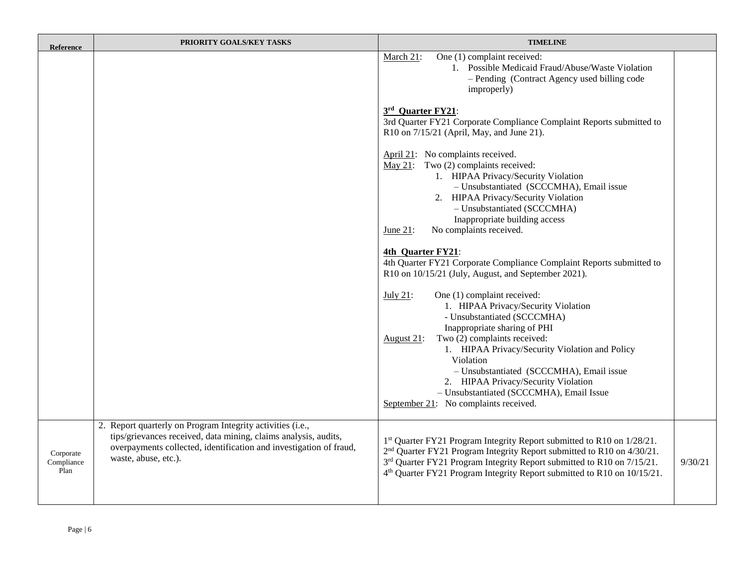| Reference | PRIORITY GOALS/KEY TASKS | TIMELINE | |
|---|---|---|---|
| | | March 21: One (1) complaint received:<br>1. Possible Medicaid Fraud/Abuse/Waste Violation – Pending (Contract Agency used billing code improperly)<br><br>**3rd Quarter FY21**:<br>3rd Quarter FY21 Corporate Compliance Complaint Reports submitted to R10 on 7/15/21 (April, May, and June 21).<br><br>April 21: No complaints received.<br>May 21: Two (2) complaints received:<br>1. HIPAA Privacy/Security Violation – Unsubstantiated (SCCCMHA), Email issue<br>2. HIPAA Privacy/Security Violation – Unsubstantiated (SCCCMHA) Inappropriate building access<br>June 21: No complaints received.<br><br>**4th Quarter FY21**:<br>4th Quarter FY21 Corporate Compliance Complaint Reports submitted to R10 on 10/15/21 (July, August, and September 2021).<br><br>July 21: One (1) complaint received:<br>1. HIPAA Privacy/Security Violation - Unsubstantiated (SCCCMHA) Inappropriate sharing of PHI<br>August 21: Two (2) complaints received:<br>1. HIPAA Privacy/Security Violation and Policy Violation – Unsubstantiated (SCCCMHA), Email issue<br>2. HIPAA Privacy/Security Violation – Unsubstantiated (SCCCMHA), Email Issue<br>September 21: No complaints received. | |
| Corporate Compliance Plan | 2. Report quarterly on Program Integrity activities (i.e., tips/grievances received, data mining, claims analysis, audits, overpayments collected, identification and investigation of fraud, waste, abuse, etc.). | 1st Quarter FY21 Program Integrity Report submitted to R10 on 1/28/21.<br>2nd Quarter FY21 Program Integrity Report submitted to R10 on 4/30/21.<br>3rd Quarter FY21 Program Integrity Report submitted to R10 on 7/15/21.<br>4th Quarter FY21 Program Integrity Report submitted to R10 on 10/15/21. | 9/30/21 |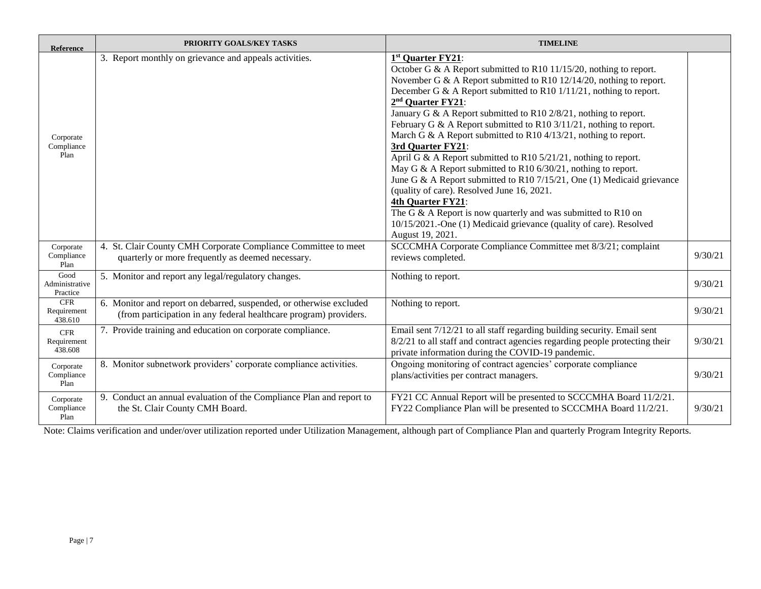| Reference | PRIORITY GOALS/KEY TASKS | TIMELINE | |
|---|---|---|---|
| Corporate Compliance Plan | 3. Report monthly on grievance and appeals activities. | **1st Quarter FY21**:<br>October G & A Report submitted to R10 11/15/20, nothing to report.<br>November G & A Report submitted to R10 12/14/20, nothing to report.<br>December G & A Report submitted to R10 1/11/21, nothing to report.<br>**2nd Quarter FY21**:<br>January G & A Report submitted to R10 2/8/21, nothing to report.<br>February G & A Report submitted to R10 3/11/21, nothing to report.<br>March G & A Report submitted to R10 4/13/21, nothing to report.<br>**3rd Quarter FY21**:<br>April G & A Report submitted to R10 5/21/21, nothing to report.<br>May G & A Report submitted to R10 6/30/21, nothing to report.<br>June G & A Report submitted to R10 7/15/21, One (1) Medicaid grievance (quality of care). Resolved June 16, 2021.<br>**4th Quarter FY21**:<br>The G & A Report is now quarterly and was submitted to R10 on 10/15/2021.-One (1) Medicaid grievance (quality of care). Resolved August 19, 2021. | |
| Corporate Compliance Plan | 4. St. Clair County CMH Corporate Compliance Committee to meet quarterly or more frequently as deemed necessary. | SCCCMHA Corporate Compliance Committee met 8/3/21; complaint reviews completed. | 9/30/21 |
| Good Administrative Practice | 5. Monitor and report any legal/regulatory changes. | Nothing to report. | 9/30/21 |
| CFR Requirement 438.610 | 6. Monitor and report on debarred, suspended, or otherwise excluded (from participation in any federal healthcare program) providers. | Nothing to report. | 9/30/21 |
| CFR Requirement 438.608 | 7. Provide training and education on corporate compliance. | Email sent 7/12/21 to all staff regarding building security. Email sent 8/2/21 to all staff and contract agencies regarding people protecting their private information during the COVID-19 pandemic. | 9/30/21 |
| Corporate Compliance Plan | 8. Monitor subnetwork providers' corporate compliance activities. | Ongoing monitoring of contract agencies' corporate compliance plans/activities per contract managers. | 9/30/21 |
| Corporate Compliance Plan | 9. Conduct an annual evaluation of the Compliance Plan and report to the St. Clair County CMH Board. | FY21 CC Annual Report will be presented to SCCCMHA Board 11/2/21.<br>FY22 Compliance Plan will be presented to SCCCMHA Board 11/2/21. | 9/30/21 |

Note: Claims verification and under/over utilization reported under Utilization Management, although part of Compliance Plan and quarterly Program Integrity Reports.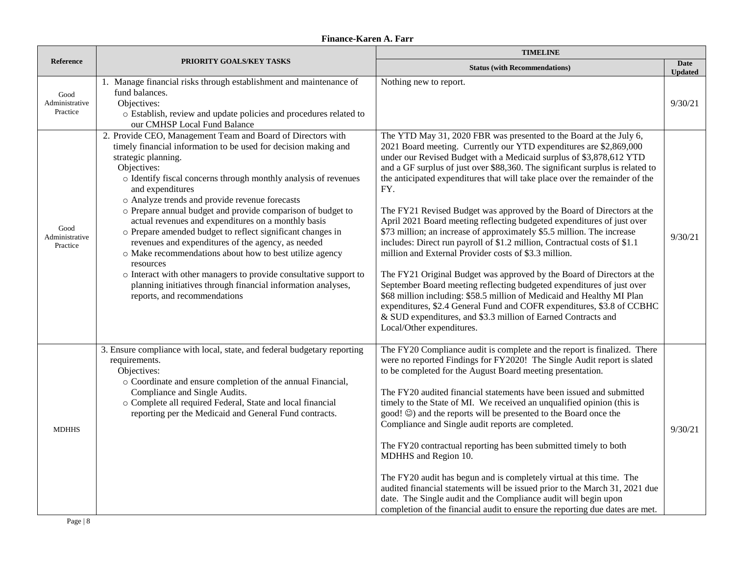**Finance-Karen A. Farr**

| Reference | PRIORITY GOALS/KEY TASKS | TIMELINE | |
|---|---|---|---|
| | | **Status (with Recommendations)** | **Date Updated** |
| Good Administrative Practice | 1. Manage financial risks through establishment and maintenance of fund balances.<br>Objectives:<br>○ Establish, review and update policies and procedures related to our CMHSP Local Fund Balance | Nothing new to report. | 9/30/21 |
| Good Administrative Practice | 2. Provide CEO, Management Team and Board of Directors with timely financial information to be used for decision making and strategic planning.<br>Objectives:<br>○ Identify fiscal concerns through monthly analysis of revenues and expenditures<br>○ Analyze trends and provide revenue forecasts<br>○ Prepare annual budget and provide comparison of budget to actual revenues and expenditures on a monthly basis<br>○ Prepare amended budget to reflect significant changes in revenues and expenditures of the agency, as needed<br>○ Make recommendations about how to best utilize agency resources<br>○ Interact with other managers to provide consultative support to planning initiatives through financial information analyses, reports, and recommendations | The YTD May 31, 2020 FBR was presented to the Board at the July 6, 2021 Board meeting. Currently our YTD expenditures are $2,869,000 under our Revised Budget with a Medicaid surplus of $3,878,612 YTD and a GF surplus of just over $88,360. The significant surplus is related to the anticipated expenditures that will take place over the remainder of the FY.<br><br>The FY21 Revised Budget was approved by the Board of Directors at the April 2021 Board meeting reflecting budgeted expenditures of just over $73 million; an increase of approximately $5.5 million. The increase includes: Direct run payroll of $1.2 million, Contractual costs of $1.1 million and External Provider costs of $3.3 million.<br><br>The FY21 Original Budget was approved by the Board of Directors at the September Board meeting reflecting budgeted expenditures of just over $68 million including: $58.5 million of Medicaid and Healthy MI Plan expenditures, $2.4 General Fund and COFR expenditures, $3.8 of CCBHC & SUD expenditures, and $3.3 million of Earned Contracts and Local/Other expenditures. | 9/30/21 |
| MDHHS | 3. Ensure compliance with local, state, and federal budgetary reporting requirements.<br>Objectives:<br>○ Coordinate and ensure completion of the annual Financial, Compliance and Single Audits.<br>○ Complete all required Federal, State and local financial reporting per the Medicaid and General Fund contracts. | The FY20 Compliance audit is complete and the report is finalized. There were no reported Findings for FY2020! The Single Audit report is slated to be completed for the August Board meeting presentation.<br><br>The FY20 audited financial statements have been issued and submitted timely to the State of MI. We received an unqualified opinion (this is good! ☺) and the reports will be presented to the Board once the Compliance and Single audit reports are completed.<br><br>The FY20 contractual reporting has been submitted timely to both MDHHS and Region 10.<br><br>The FY20 audit has begun and is completely virtual at this time. The audited financial statements will be issued prior to the March 31, 2021 due date. The Single audit and the Compliance audit will begin upon completion of the financial audit to ensure the reporting due dates are met. | 9/30/21 |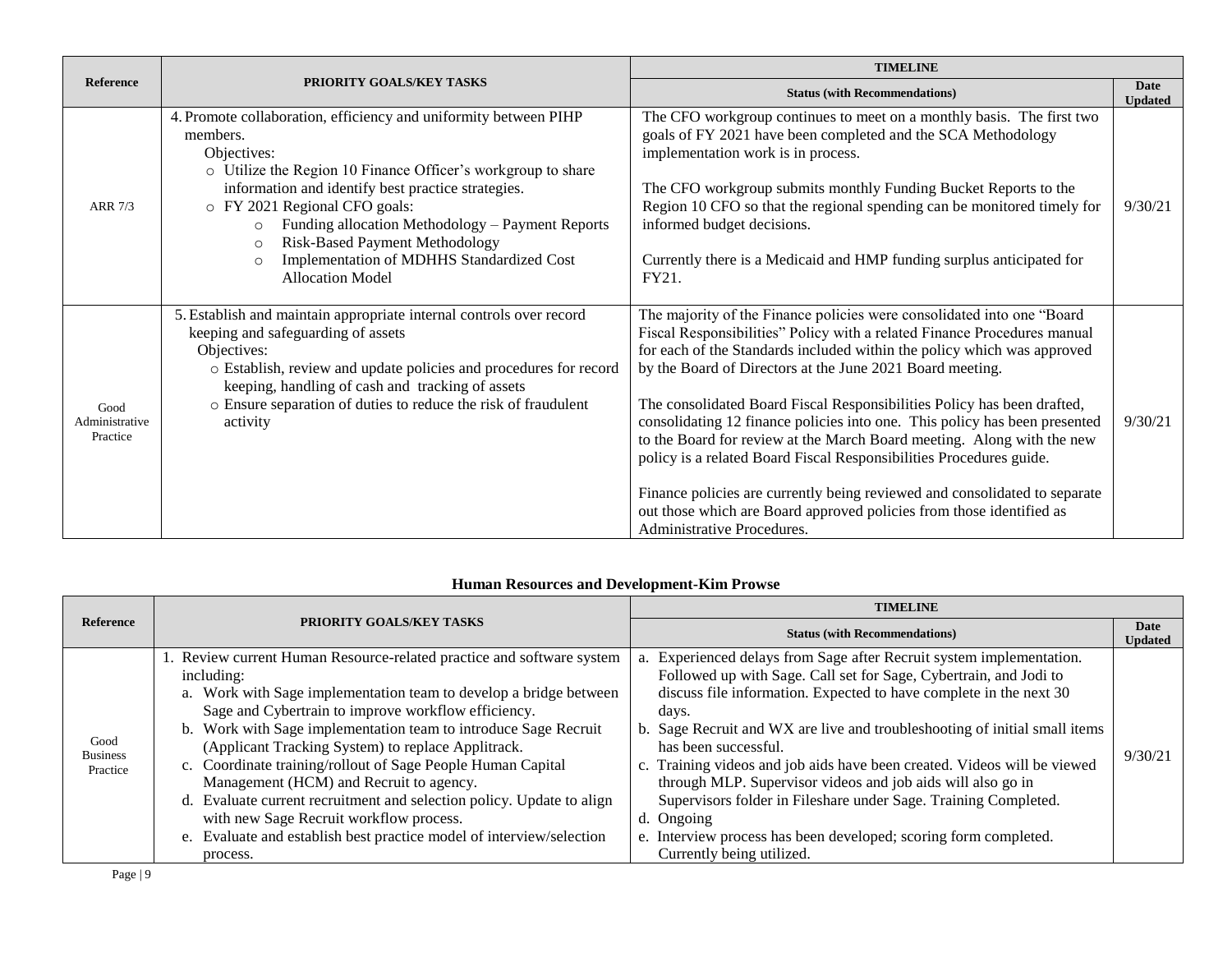| Reference | PRIORITY GOALS/KEY TASKS | TIMELINE | |
|---|---|---|---|
| | | Status (with Recommendations) | Date Updated |
| ARR 7/3 | 4. Promote collaboration, efficiency and uniformity between PIHP members.<br>Objectives:<br>○ Utilize the Region 10 Finance Officer's workgroup to share information and identify best practice strategies.<br>○ FY 2021 Regional CFO goals:<br>○ Funding allocation Methodology – Payment Reports<br>○ Risk-Based Payment Methodology<br>○ Implementation of MDHHS Standardized Cost Allocation Model | The CFO workgroup continues to meet on a monthly basis. The first two goals of FY 2021 have been completed and the SCA Methodology implementation work is in process.<br><br>The CFO workgroup submits monthly Funding Bucket Reports to the Region 10 CFO so that the regional spending can be monitored timely for informed budget decisions.<br><br>Currently there is a Medicaid and HMP funding surplus anticipated for FY21. | 9/30/21 |
| Good Administrative Practice | 5. Establish and maintain appropriate internal controls over record keeping and safeguarding of assets<br>Objectives:<br>○ Establish, review and update policies and procedures for record keeping, handling of cash and tracking of assets<br>○ Ensure separation of duties to reduce the risk of fraudulent activity | The majority of the Finance policies were consolidated into one "Board Fiscal Responsibilities" Policy with a related Finance Procedures manual for each of the Standards included within the policy which was approved by the Board of Directors at the June 2021 Board meeting.<br><br>The consolidated Board Fiscal Responsibilities Policy has been drafted, consolidating 12 finance policies into one. This policy has been presented to the Board for review at the March Board meeting. Along with the new policy is a related Board Fiscal Responsibilities Procedures guide.<br><br>Finance policies are currently being reviewed and consolidated to separate out those which are Board approved policies from those identified as Administrative Procedures. | 9/30/21 |

## Human Resources and Development-Kim Prowse

| Reference | PRIORITY GOALS/KEY TASKS | TIMELINE | |
|---|---|---|---|
| | | Status (with Recommendations) | Date Updated |
| Good Business Practice | 1. Review current Human Resource-related practice and software system including:<br>a. Work with Sage implementation team to develop a bridge between Sage and Cybertrain to improve workflow efficiency.<br>b. Work with Sage implementation team to introduce Sage Recruit (Applicant Tracking System) to replace Applitrack.<br>c. Coordinate training/rollout of Sage People Human Capital Management (HCM) and Recruit to agency.<br>d. Evaluate current recruitment and selection policy. Update to align with new Sage Recruit workflow process.<br>e. Evaluate and establish best practice model of interview/selection process. | a. Experienced delays from Sage after Recruit system implementation. Followed up with Sage. Call set for Sage, Cybertrain, and Jodi to discuss file information. Expected to have complete in the next 30 days.<br>b. Sage Recruit and WX are live and troubleshooting of initial small items has been successful.<br>c. Training videos and job aids have been created. Videos will be viewed through MLP. Supervisor videos and job aids will also go in Supervisors folder in Fileshare under Sage. Training Completed.<br>d. Ongoing<br>e. Interview process has been developed; scoring form completed. Currently being utilized. | 9/30/21 |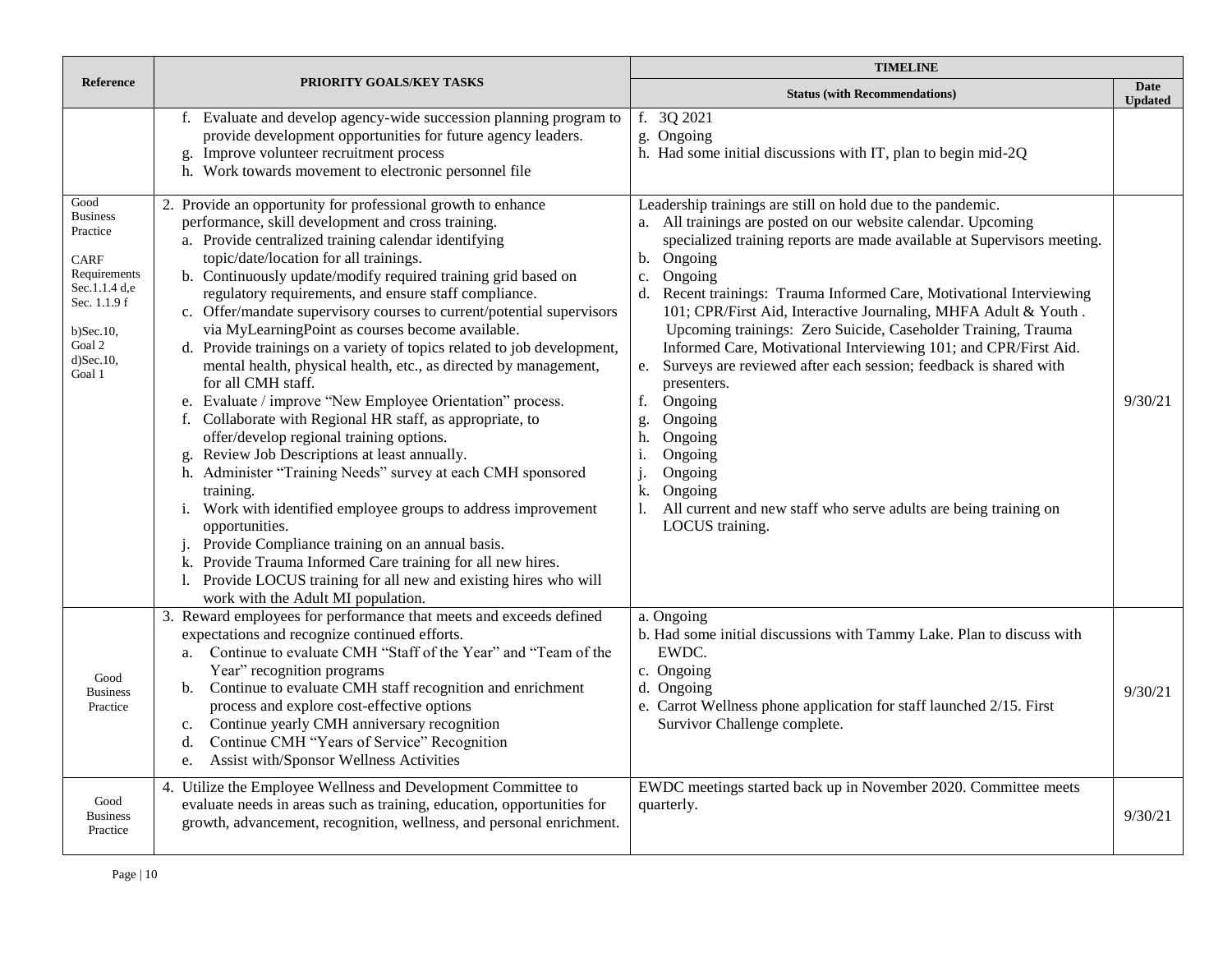| Reference | PRIORITY GOALS/KEY TASKS | TIMELINE | |
|---|---|---|---|
| | | Status (with Recommendations) | Date Updated |
| | f. Evaluate and develop agency-wide succession planning program to provide development opportunities for future agency leaders.<br>g. Improve volunteer recruitment process<br>h. Work towards movement to electronic personnel file | f. 3Q 2021<br>g. Ongoing<br>h. Had some initial discussions with IT, plan to begin mid-2Q | |
| Good Business Practice<br><br>CARF Requirements Sec.1.1.4 d,e Sec. 1.1.9 f<br><br>b)Sec.10, Goal 2<br>d)Sec.10, Goal 1 | 2. Provide an opportunity for professional growth to enhance performance, skill development and cross training.<br>a. Provide centralized training calendar identifying topic/date/location for all trainings.<br>b. Continuously update/modify required training grid based on regulatory requirements, and ensure staff compliance.<br>c. Offer/mandate supervisory courses to current/potential supervisors via MyLearningPoint as courses become available.<br>d. Provide trainings on a variety of topics related to job development, mental health, physical health, etc., as directed by management, for all CMH staff.<br>e. Evaluate / improve "New Employee Orientation" process.<br>f. Collaborate with Regional HR staff, as appropriate, to offer/develop regional training options.<br>g. Review Job Descriptions at least annually.<br>h. Administer "Training Needs" survey at each CMH sponsored training.<br>i. Work with identified employee groups to address improvement opportunities.<br>j. Provide Compliance training on an annual basis.<br>k. Provide Trauma Informed Care training for all new hires.<br>l. Provide LOCUS training for all new and existing hires who will work with the Adult MI population. | Leadership trainings are still on hold due to the pandemic.<br>a. All trainings are posted on our website calendar. Upcoming specialized training reports are made available at Supervisors meeting.<br>b. Ongoing<br>c. Ongoing<br>d. Recent trainings: Trauma Informed Care, Motivational Interviewing 101; CPR/First Aid, Interactive Journaling, MHFA Adult & Youth . Upcoming trainings: Zero Suicide, Caseholder Training, Trauma Informed Care, Motivational Interviewing 101; and CPR/First Aid.<br>e. Surveys are reviewed after each session; feedback is shared with presenters.<br>f. Ongoing<br>g. Ongoing<br>h. Ongoing<br>i. Ongoing<br>j. Ongoing<br>k. Ongoing<br>l. All current and new staff who serve adults are being training on LOCUS training. | 9/30/21 |
| Good Business Practice | 3. Reward employees for performance that meets and exceeds defined expectations and recognize continued efforts.<br>a. Continue to evaluate CMH "Staff of the Year" and "Team of the Year" recognition programs<br>b. Continue to evaluate CMH staff recognition and enrichment process and explore cost-effective options<br>c. Continue yearly CMH anniversary recognition<br>d. Continue CMH "Years of Service" Recognition<br>e. Assist with/Sponsor Wellness Activities | a. Ongoing<br>b. Had some initial discussions with Tammy Lake. Plan to discuss with EWDC.<br>c. Ongoing<br>d. Ongoing<br>e. Carrot Wellness phone application for staff launched 2/15. First Survivor Challenge complete. | 9/30/21 |
| Good Business Practice | 4. Utilize the Employee Wellness and Development Committee to evaluate needs in areas such as training, education, opportunities for growth, advancement, recognition, wellness, and personal enrichment. | EWDC meetings started back up in November 2020. Committee meets quarterly. | 9/30/21 |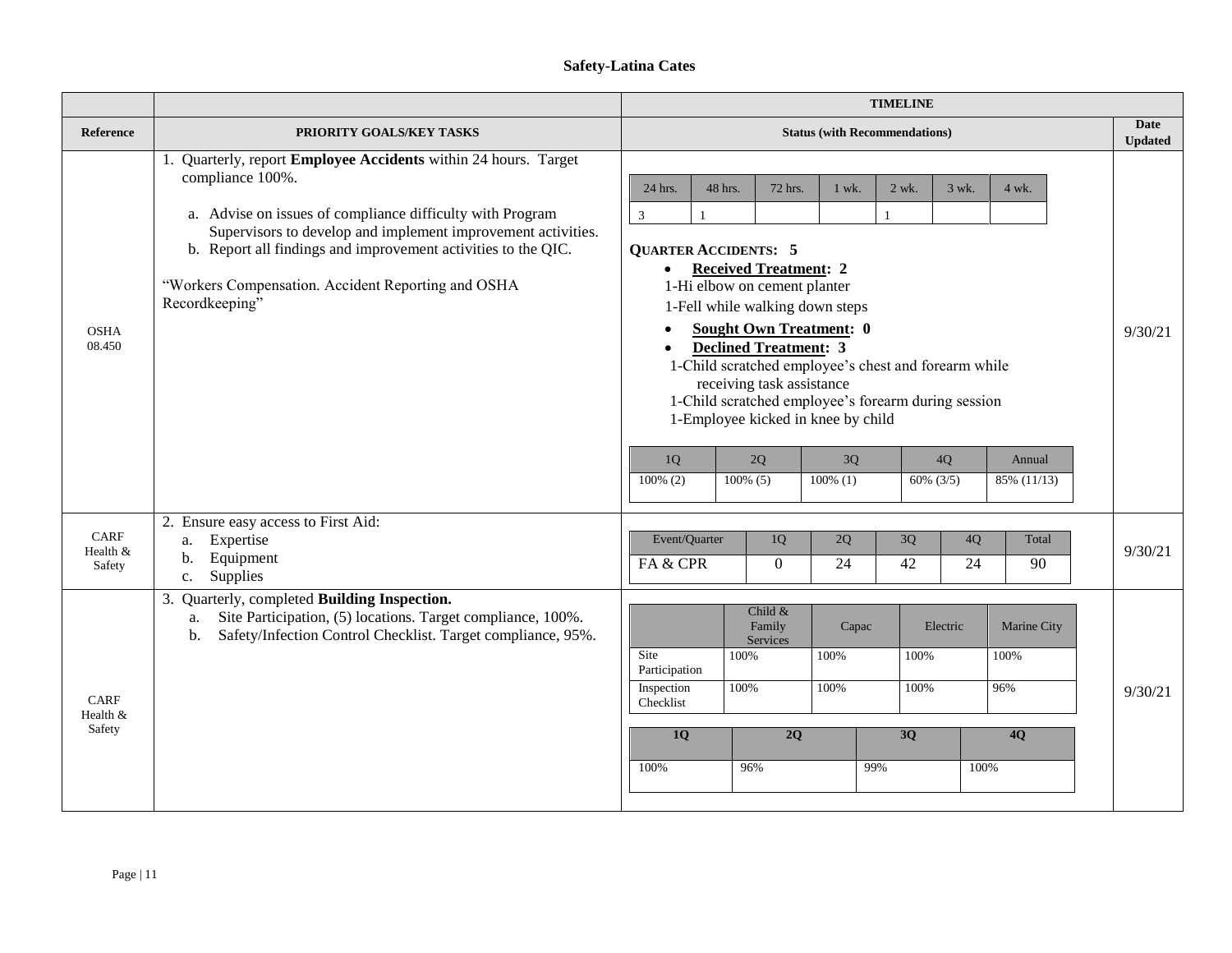## Safety-Latina Cates

| Reference | PRIORITY GOALS/KEY TASKS | TIMELINE — Status (with Recommendations) | Date Updated |
|---|---|---|---|
| OSHA 08.450 | 1. Quarterly, report **Employee Accidents** within 24 hours. Target compliance 100%.<br>a. Advise on issues of compliance difficulty with Program Supervisors to develop and implement improvement activities.<br>b. Report all findings and improvement activities to the QIC.<br><br>"Workers Compensation. Accident Reporting and OSHA Recordkeeping" | 24 hrs.: 3; 48 hrs.: 1; 72 hrs.: ; 1 wk.: ; 2 wk.: 1; 3 wk.: ; 4 wk.: <br><br>**QUARTER ACCIDENTS: 5**<br>• **Received Treatment: 2**<br>1-Hi elbow on cement planter<br>1-Fell while walking down steps<br>• **Sought Own Treatment: 0**<br>• **Declined Treatment: 3**<br>1-Child scratched employee's chest and forearm while receiving task assistance<br>1-Child scratched employee's forearm during session<br>1-Employee kicked in knee by child<br><br>1Q: 100% (2); 2Q: 100% (5); 3Q: 100% (1); 4Q: 60% (3/5); Annual: 85% (11/13) | 9/30/21 |
| CARF Health & Safety | 2. Ensure easy access to First Aid:<br>a. Expertise<br>b. Equipment<br>c. Supplies | Event/Quarter — FA & CPR: 1Q: 0; 2Q: 24; 3Q: 42; 4Q: 24; Total: 90 | 9/30/21 |
| CARF Health & Safety | 3. Quarterly, completed **Building Inspection.**<br>a. Site Participation, (5) locations. Target compliance, 100%.<br>b. Safety/Infection Control Checklist. Target compliance, 95%. | Site Participation: Child & Family Services 100%; Capac 100%; Electric 100%; Marine City 100%<br>Inspection Checklist: Child & Family Services 100%; Capac 100%; Electric 100%; Marine City 96%<br><br>1Q: 100%; 2Q: 96%; 3Q: 99%; 4Q: 100% | 9/30/21 |

**Item 1 – Reporting timeline**

| 24 hrs. | 48 hrs. | 72 hrs. | 1 wk. | 2 wk. | 3 wk. | 4 wk. |
|---|---|---|---|---|---|---|
| 3 | 1 | | | 1 | | |

| 1Q | 2Q | 3Q | 4Q | Annual |
|---|---|---|---|---|
| 100% (2) | 100% (5) | 100% (1) | 60% (3/5) | 85% (11/13) |

**Item 2 – First Aid**

| Event/Quarter | 1Q | 2Q | 3Q | 4Q | Total |
|---|---|---|---|---|---|
| FA & CPR | 0 | 24 | 42 | 24 | 90 |

**Item 3 – Building Inspection**

| | Child & Family Services | Capac | Electric | Marine City |
|---|---|---|---|---|
| Site Participation | 100% | 100% | 100% | 100% |
| Inspection Checklist | 100% | 100% | 100% | 96% |

| 1Q | 2Q | 3Q | 4Q |
|---|---|---|---|
| 100% | 96% | 99% | 100% |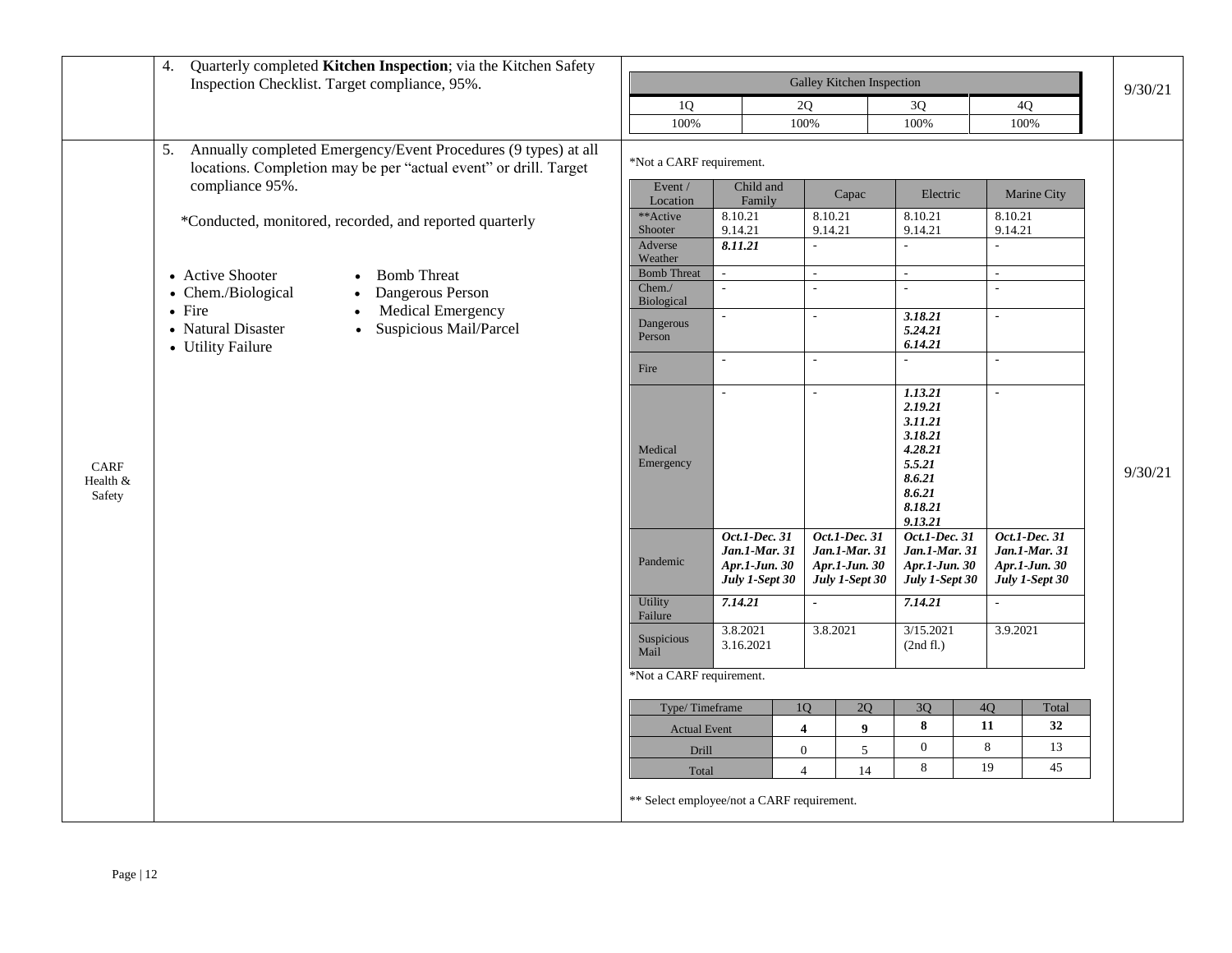| | | | |
|---|---|---|---|
| | 4. Quarterly completed **Kitchen Inspection**; via the Kitchen Safety Inspection Checklist. Target compliance, 95%. | (see Galley Kitchen Inspection table below) | 9/30/21 |
| CARF Health & Safety | 5. Annually completed Emergency/Event Procedures (9 types) at all locations. Completion may be per "actual event" or drill. Target compliance 95%.<br><br>*Conducted, monitored, recorded, and reported quarterly<br><br>• Active Shooter<br>• Chem./Biological<br>• Fire<br>• Natural Disaster<br>• Utility Failure<br>• Bomb Threat<br>• Dangerous Person<br>• Medical Emergency<br>• Suspicious Mail/Parcel | (see Emergency/Event Procedures tables below) | 9/30/21 |

**Galley Kitchen Inspection**

| 1Q | 2Q | 3Q | 4Q |
|---|---|---|---|
| 100% | 100% | 100% | 100% |

*Not a CARF requirement.

| Event / Location | Child and Family | Capac | Electric | Marine City |
|---|---|---|---|---|
| **Active Shooter | 8.10.21<br>9.14.21 | 8.10.21<br>9.14.21 | 8.10.21<br>9.14.21 | 8.10.21<br>9.14.21 |
| Adverse Weather | ***8.11.21*** | - | - | - |
| Bomb Threat | - | - | - | - |
| Chem./ Biological | - | - | - | - |
| Dangerous Person | - | - | ***3.18.21<br>5.24.21<br>6.14.21*** | - |
| Fire | - | - | - | - |
| Medical Emergency | - | - | ***1.13.21<br>2.19.21<br>3.11.21<br>3.18.21<br>4.28.21<br>5.5.21<br>8.6.21<br>8.6.21<br>8.18.21<br>9.13.21*** | - |
| Pandemic | ***Oct.1-Dec. 31<br>Jan.1-Mar. 31<br>Apr.1-Jun. 30<br>July 1-Sept 30*** | ***Oct.1-Dec. 31<br>Jan.1-Mar. 31<br>Apr.1-Jun. 30<br>July 1-Sept 30*** | ***Oct.1-Dec. 31<br>Jan.1-Mar. 31<br>Apr.1-Jun. 30<br>July 1-Sept 30*** | ***Oct.1-Dec. 31<br>Jan.1-Mar. 31<br>Apr.1-Jun. 30<br>July 1-Sept 30*** |
| Utility Failure | ***7.14.21*** | - | ***7.14.21*** | - |
| Suspicious Mail | 3.8.2021<br>3.16.2021 | 3.8.2021 | 3/15.2021<br>(2nd fl.) | 3.9.2021 |

*Not a CARF requirement.

| Type/ Timeframe | 1Q | 2Q | 3Q | 4Q | Total |
|---|---|---|---|---|---|
| Actual Event | **4** | **9** | **8** | **11** | **32** |
| Drill | 0 | 5 | 0 | 8 | 13 |
| Total | 4 | 14 | 8 | 19 | 45 |

** Select employee/not a CARF requirement.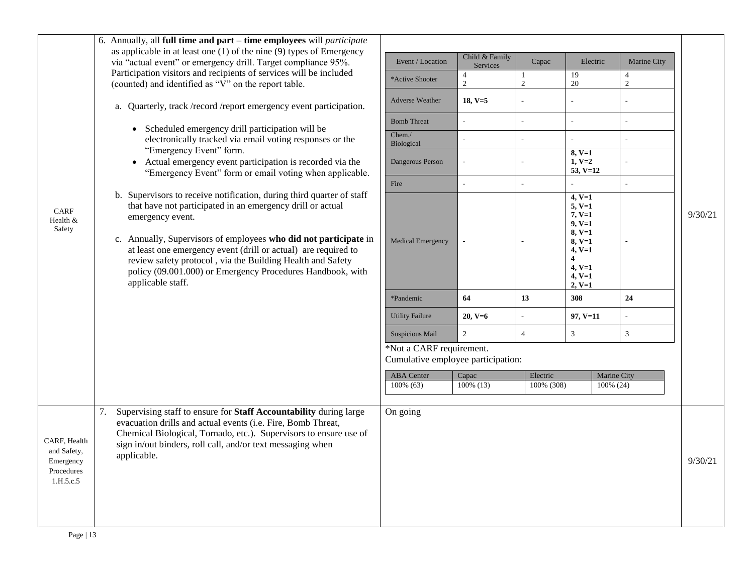| | | | |
|---|---|---|---|
| CARF Health & Safety | 6. Annually, all **full time and part – time employees** will *participate* as applicable in at least one (1) of the nine (9) types of Emergency via "actual event" or emergency drill. Target compliance 95%. Participation visitors and recipients of services will be included (counted) and identified as "V" on the report table.<br><br>a. Quarterly, track /record /report emergency event participation.<br>• Scheduled emergency drill participation will be electronically tracked via email voting responses or the "Emergency Event" form.<br>• Actual emergency event participation is recorded via the "Emergency Event" form or email voting when applicable.<br><br>b. Supervisors to receive notification, during third quarter of staff that have not participated in an emergency drill or actual emergency event.<br><br>c. Annually, Supervisors of employees **who did not participate** in at least one emergency event (drill or actual) are required to review safety protocol , via the Building Health and Safety policy (09.001.000) or Emergency Procedures Handbook, with applicable staff. | (see table below) | 9/30/21 |
| CARF, Health and Safety, Emergency Procedures 1.H.5.c.5 | 7. Supervising staff to ensure for **Staff Accountability** during large evacuation drills and actual events (i.e. Fire, Bomb Threat, Chemical Biological, Tornado, etc.). Supervisors to ensure use of sign in/out binders, roll call, and/or text messaging when applicable. | On going | 9/30/21 |

| Event / Location | Child & Family Services | Capac | Electric | Marine City |
|---|---|---|---|---|
| *Active Shooter | 4<br>2 | 1<br>2 | 19<br>20 | 4<br>2 |
| Adverse Weather | **18, V=5** | - | - | - |
| Bomb Threat | - | - | - | - |
| Chem./ Biological | - | - | - | - |
| Dangerous Person | - | - | **8, V=1<br>1, V=2<br>53, V=12** | - |
| Fire | - | - | - | - |
| Medical Emergency | - | - | **4, V=1<br>5, V=1<br>7, V=1<br>9, V=1<br>8, V=1<br>8, V=1<br>4, V=1<br>4<br>4, V=1<br>4, V=1<br>2, V=1** | - |
| *Pandemic | **64** | **13** | **308** | **24** |
| Utility Failure | **20, V=6** | - | **97, V=11** | - |
| Suspicious Mail | 2 | 4 | 3 | 3 |

*Not a CARF requirement.

Cumulative employee participation:

| ABA Center | Capac | Electric | Marine City |
|---|---|---|---|
| 100% (63) | 100% (13) | 100% (308) | 100% (24) |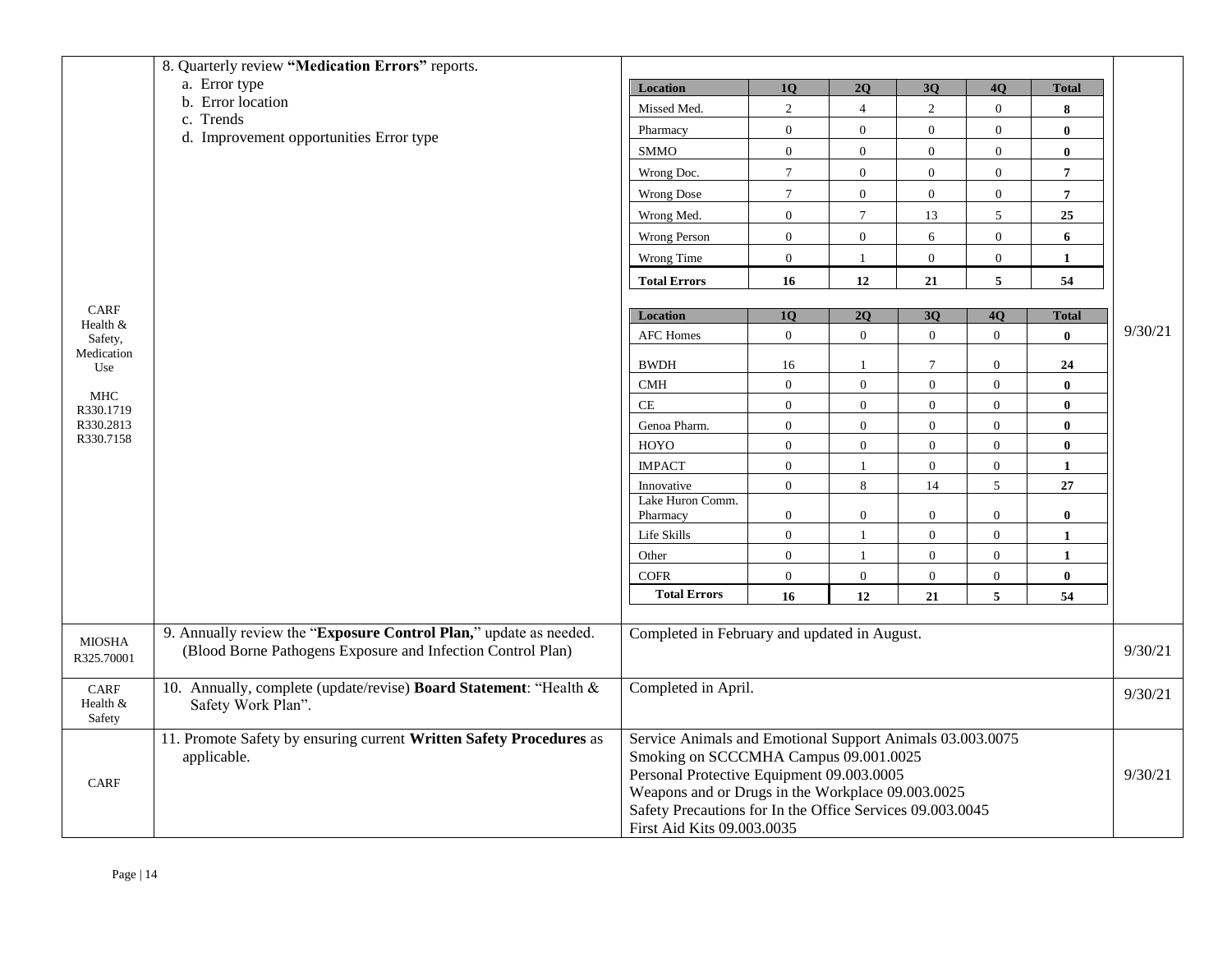| | | | |
|---|---|---|---|
| CARF Health & Safety, Medication Use<br><br>MHC R330.1719 R330.2813 R330.7158 | 8. Quarterly review **"Medication Errors"** reports.<br>a. Error type<br>b. Error location<br>c. Trends<br>d. Improvement opportunities Error type | (see tables below) | 9/30/21 |
| MIOSHA R325.70001 | 9. Annually review the "**Exposure Control Plan,**" update as needed. (Blood Borne Pathogens Exposure and Infection Control Plan) | Completed in February and updated in August. | 9/30/21 |
| CARF Health & Safety | 10. Annually, complete (update/revise) **Board Statement**: "Health & Safety Work Plan". | Completed in April. | 9/30/21 |
| CARF | 11. Promote Safety by ensuring current **Written Safety Procedures** as applicable. | Service Animals and Emotional Support Animals 03.003.0075<br>Smoking on SCCCMHA Campus 09.001.0025<br>Personal Protective Equipment 09.003.0005<br>Weapons and or Drugs in the Workplace 09.003.0025<br>Safety Precautions for In the Office Services 09.003.0045<br>First Aid Kits 09.003.0035 | 9/30/21 |

| Location | 1Q | 2Q | 3Q | 4Q | Total |
|---|---|---|---|---|---|
| Missed Med. | 2 | 4 | 2 | 0 | **8** |
| Pharmacy | 0 | 0 | 0 | 0 | **0** |
| SMMO | 0 | 0 | 0 | 0 | **0** |
| Wrong Doc. | 7 | 0 | 0 | 0 | **7** |
| Wrong Dose | 7 | 0 | 0 | 0 | **7** |
| Wrong Med. | 0 | 7 | 13 | 5 | **25** |
| Wrong Person | 0 | 0 | 6 | 0 | **6** |
| Wrong Time | 0 | 1 | 0 | 0 | **1** |
| **Total Errors** | **16** | **12** | **21** | **5** | **54** |

| Location | 1Q | 2Q | 3Q | 4Q | Total |
|---|---|---|---|---|---|
| AFC Homes | 0 | 0 | 0 | 0 | **0** |
| BWDH | 16 | 1 | 7 | 0 | **24** |
| CMH | 0 | 0 | 0 | 0 | **0** |
| CE | 0 | 0 | 0 | 0 | **0** |
| Genoa Pharm. | 0 | 0 | 0 | 0 | **0** |
| HOYO | 0 | 0 | 0 | 0 | **0** |
| IMPACT | 0 | 1 | 0 | 0 | **1** |
| Innovative | 0 | 8 | 14 | 5 | **27** |
| Lake Huron Comm. Pharmacy | 0 | 0 | 0 | 0 | **0** |
| Life Skills | 0 | 1 | 0 | 0 | **1** |
| Other | 0 | 1 | 0 | 0 | **1** |
| COFR | 0 | 0 | 0 | 0 | **0** |
| **Total Errors** | **16** | **12** | **21** | **5** | **54** |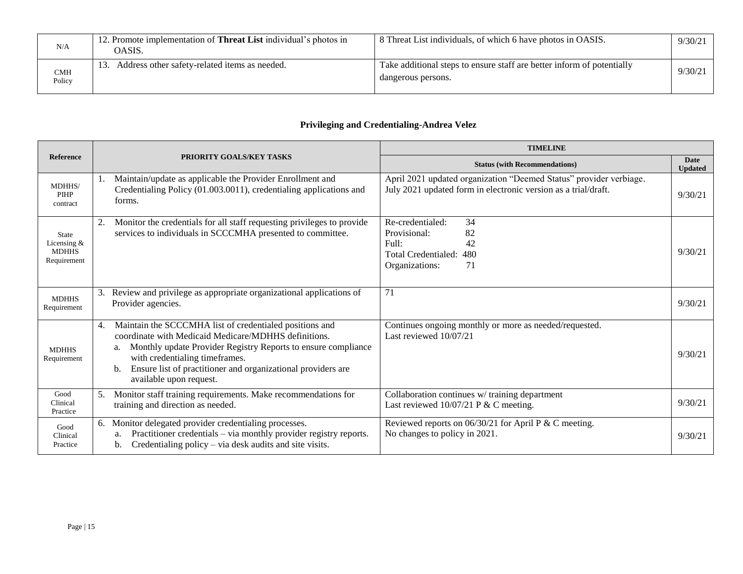| N/A | 12. Promote implementation of **Threat List** individual's photos in OASIS. | 8 Threat List individuals, of which 6 have photos in OASIS. | 9/30/21 |
|---|---|---|---|
| CMH Policy | 13. Address other safety-related items as needed. | Take additional steps to ensure staff are better inform of potentially dangerous persons. | 9/30/21 |

## Privileging and Credentialing-Andrea Velez

| Reference | PRIORITY GOALS/KEY TASKS | TIMELINE | |
|---|---|---|---|
| | | **Status (with Recommendations)** | **Date Updated** |
| MDHHS/ PIHP contract | 1. Maintain/update as applicable the Provider Enrollment and Credentialing Policy (01.003.0011), credentialing applications and forms. | April 2021 updated organization "Deemed Status" provider verbiage.<br>July 2021 updated form in electronic version as a trial/draft. | 9/30/21 |
| State Licensing & MDHHS Requirement | 2. Monitor the credentials for all staff requesting privileges to provide services to individuals in SCCCMHA presented to committee. | Re-credentialed: 34<br>Provisional: 82<br>Full: 42<br>Total Credentialed: 480<br>Organizations: 71 | 9/30/21 |
| MDHHS Requirement | 3. Review and privilege as appropriate organizational applications of Provider agencies. | 71 | 9/30/21 |
| MDHHS Requirement | 4. Maintain the SCCCMHA list of credentialed positions and coordinate with Medicaid Medicare/MDHHS definitions.<br>a. Monthly update Provider Registry Reports to ensure compliance with credentialing timeframes.<br>b. Ensure list of practitioner and organizational providers are available upon request. | Continues ongoing monthly or more as needed/requested.<br>Last reviewed 10/07/21 | 9/30/21 |
| Good Clinical Practice | 5. Monitor staff training requirements. Make recommendations for training and direction as needed. | Collaboration continues w/ training department<br>Last reviewed 10/07/21 P & C meeting. | 9/30/21 |
| Good Clinical Practice | 6. Monitor delegated provider credentialing processes.<br>a. Practitioner credentials – via monthly provider registry reports.<br>b. Credentialing policy – via desk audits and site visits. | Reviewed reports on 06/30/21 for April P & C meeting.<br>No changes to policy in 2021. | 9/30/21 |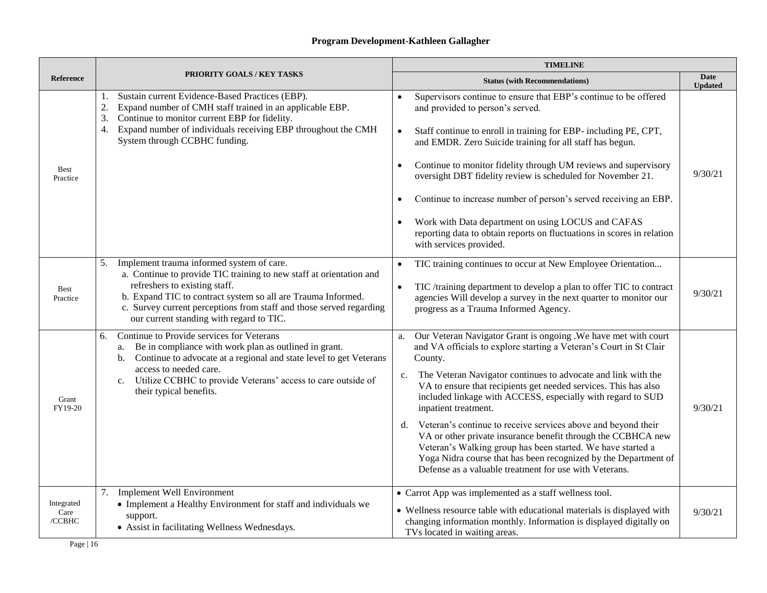**Program Development-Kathleen Gallagher**

| Reference | PRIORITY GOALS / KEY TASKS | TIMELINE | |
|---|---|---|---|
| | | **Status (with Recommendations)** | **Date Updated** |
| Best Practice | 1. Sustain current Evidence-Based Practices (EBP).<br>2. Expand number of CMH staff trained in an applicable EBP.<br>3. Continue to monitor current EBP for fidelity.<br>4. Expand number of individuals receiving EBP throughout the CMH System through CCBHC funding. | • Supervisors continue to ensure that EBP's continue to be offered and provided to person's served.<br>• Staff continue to enroll in training for EBP- including PE, CPT, and EMDR. Zero Suicide training for all staff has begun.<br>• Continue to monitor fidelity through UM reviews and supervisory oversight DBT fidelity review is scheduled for November 21.<br>• Continue to increase number of person's served receiving an EBP.<br>• Work with Data department on using LOCUS and CAFAS reporting data to obtain reports on fluctuations in scores in relation with services provided. | 9/30/21 |
| Best Practice | 5. Implement trauma informed system of care.<br>a. Continue to provide TIC training to new staff at orientation and refreshers to existing staff.<br>b. Expand TIC to contract system so all are Trauma Informed.<br>c. Survey current perceptions from staff and those served regarding our current standing with regard to TIC. | • TIC training continues to occur at New Employee Orientation...<br>• TIC /training department to develop a plan to offer TIC to contract agencies Will develop a survey in the next quarter to monitor our progress as a Trauma Informed Agency. | 9/30/21 |
| Grant FY19-20 | 6. Continue to Provide services for Veterans<br>a. Be in compliance with work plan as outlined in grant.<br>b. Continue to advocate at a regional and state level to get Veterans access to needed care.<br>c. Utilize CCBHC to provide Veterans' access to care outside of their typical benefits. | a. Our Veteran Navigator Grant is ongoing .We have met with court and VA officials to explore starting a Veteran's Court in St Clair County.<br>c. The Veteran Navigator continues to advocate and link with the VA to ensure that recipients get needed services. This has also included linkage with ACCESS, especially with regard to SUD inpatient treatment.<br>d. Veteran's continue to receive services above and beyond their VA or other private insurance benefit through the CCBHCA new Veteran's Walking group has been started. We have started a Yoga Nidra course that has been recognized by the Department of Defense as a valuable treatment for use with Veterans. | 9/30/21 |
| Integrated Care /CCBHC | 7. Implement Well Environment<br>• Implement a Healthy Environment for staff and individuals we support.<br>• Assist in facilitating Wellness Wednesdays. | • Carrot App was implemented as a staff wellness tool.<br>• Wellness resource table with educational materials is displayed with changing information monthly. Information is displayed digitally on TVs located in waiting areas. | 9/30/21 |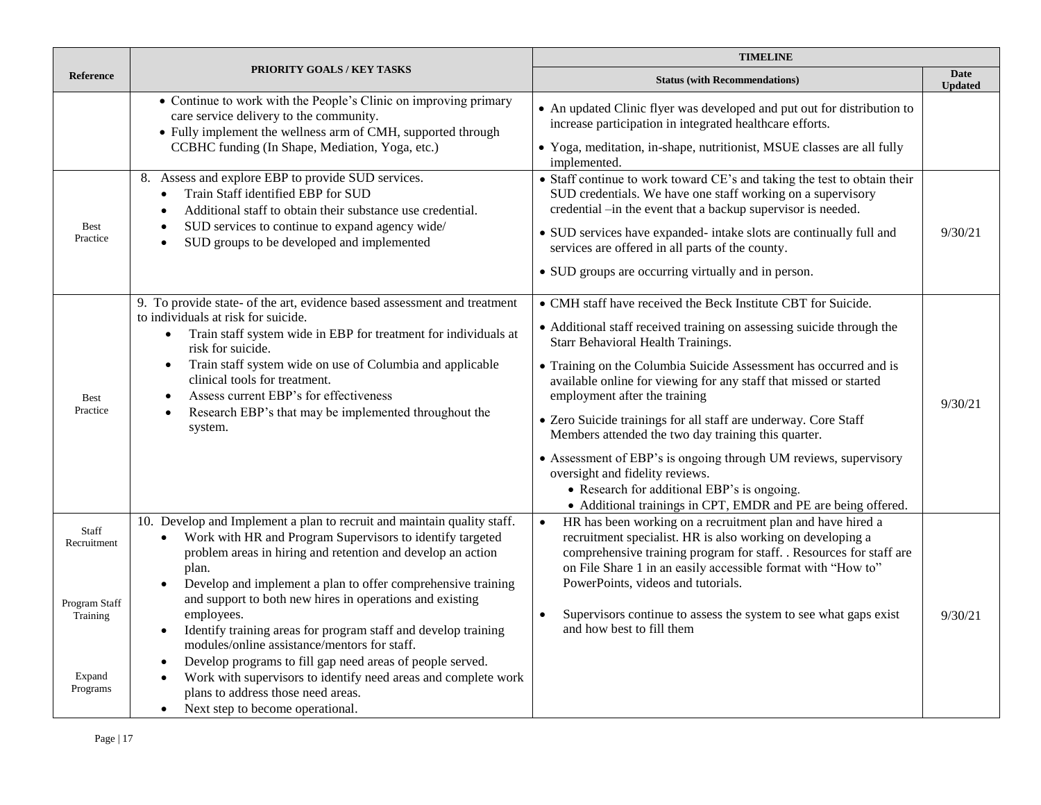| Reference | PRIORITY GOALS / KEY TASKS | TIMELINE | |
|---|---|---|---|
| | | **Status (with Recommendations)** | **Date Updated** |
| | • Continue to work with the People's Clinic on improving primary care service delivery to the community.<br>• Fully implement the wellness arm of CMH, supported through CCBHC funding (In Shape, Mediation, Yoga, etc.) | • An updated Clinic flyer was developed and put out for distribution to increase participation in integrated healthcare efforts.<br>• Yoga, meditation, in-shape, nutritionist, MSUE classes are all fully implemented. | |
| Best Practice | 8. Assess and explore EBP to provide SUD services.<br>• Train Staff identified EBP for SUD<br>• Additional staff to obtain their substance use credential.<br>• SUD services to continue to expand agency wide/<br>• SUD groups to be developed and implemented | • Staff continue to work toward CE's and taking the test to obtain their SUD credentials. We have one staff working on a supervisory credential –in the event that a backup supervisor is needed.<br>• SUD services have expanded- intake slots are continually full and services are offered in all parts of the county.<br>• SUD groups are occurring virtually and in person. | 9/30/21 |
| Best Practice | 9. To provide state- of the art, evidence based assessment and treatment to individuals at risk for suicide.<br>• Train staff system wide in EBP for treatment for individuals at risk for suicide.<br>• Train staff system wide on use of Columbia and applicable clinical tools for treatment.<br>• Assess current EBP's for effectiveness<br>• Research EBP's that may be implemented throughout the system. | • CMH staff have received the Beck Institute CBT for Suicide.<br>• Additional staff received training on assessing suicide through the Starr Behavioral Health Trainings.<br>• Training on the Columbia Suicide Assessment has occurred and is available online for viewing for any staff that missed or started employment after the training<br>• Zero Suicide trainings for all staff are underway. Core Staff Members attended the two day training this quarter.<br>• Assessment of EBP's is ongoing through UM reviews, supervisory oversight and fidelity reviews.<br>&nbsp;&nbsp;• Research for additional EBP's is ongoing.<br>&nbsp;&nbsp;• Additional trainings in CPT, EMDR and PE are being offered. | 9/30/21 |
| Staff Recruitment<br><br>Program Staff Training<br><br>Expand Programs | 10. Develop and Implement a plan to recruit and maintain quality staff.<br>• Work with HR and Program Supervisors to identify targeted problem areas in hiring and retention and develop an action plan.<br>• Develop and implement a plan to offer comprehensive training and support to both new hires in operations and existing employees.<br>• Identify training areas for program staff and develop training modules/online assistance/mentors for staff.<br>• Develop programs to fill gap need areas of people served.<br>• Work with supervisors to identify need areas and complete work plans to address those need areas.<br>• Next step to become operational. | • HR has been working on a recruitment plan and have hired a recruitment specialist. HR is also working on developing a comprehensive training program for staff. . Resources for staff are on File Share 1 in an easily accessible format with "How to" PowerPoints, videos and tutorials.<br>• Supervisors continue to assess the system to see what gaps exist and how best to fill them | 9/30/21 |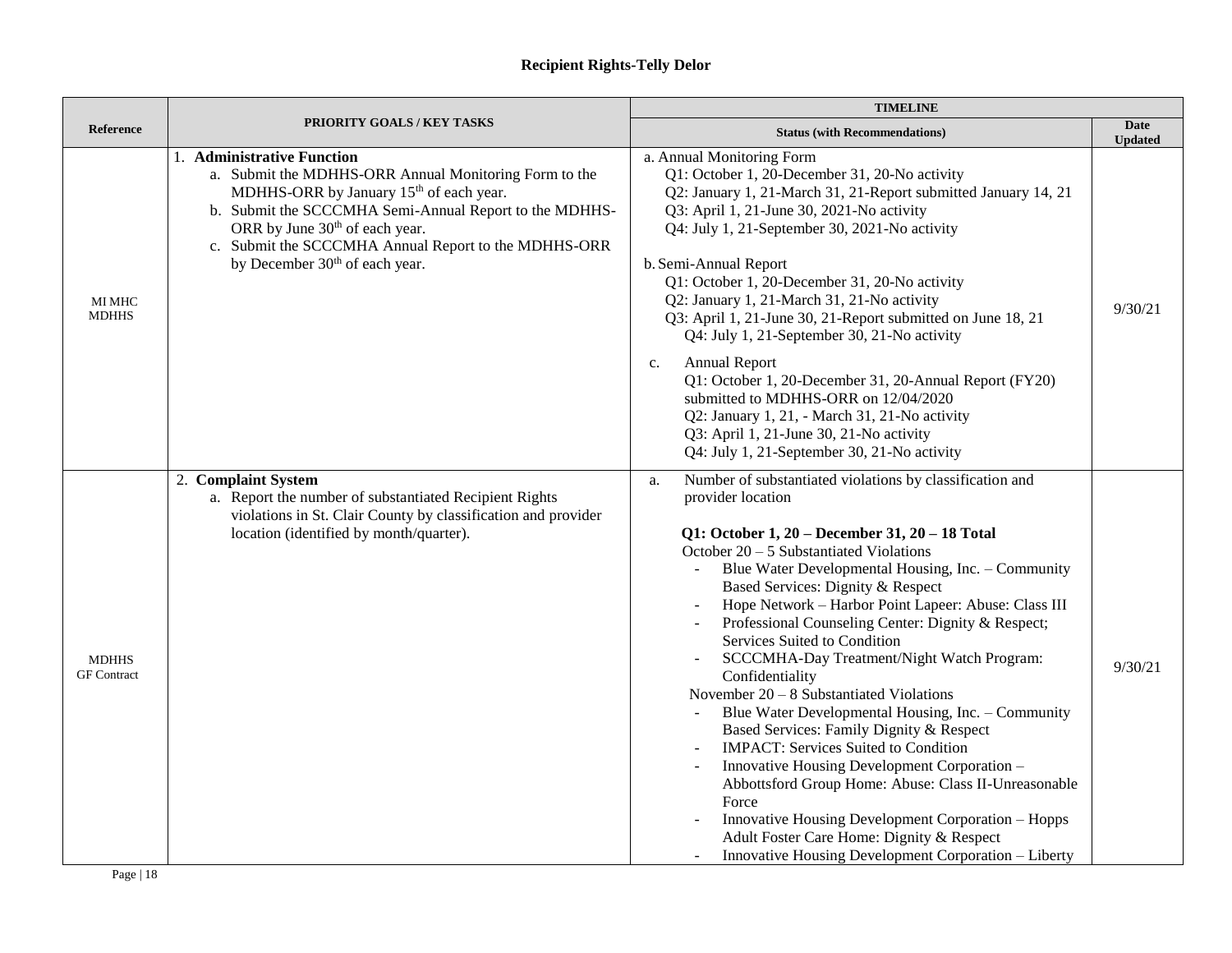# Recipient Rights-Telly Delor

| Reference | PRIORITY GOALS / KEY TASKS | TIMELINE | |
|---|---|---|---|
| | | Status (with Recommendations) | Date Updated |
| MI MHC MDHHS | 1. **Administrative Function**<br>a. Submit the MDHHS-ORR Annual Monitoring Form to the MDHHS-ORR by January 15th of each year.<br>b. Submit the SCCCMHA Semi-Annual Report to the MDHHS-ORR by June 30th of each year.<br>c. Submit the SCCCMHA Annual Report to the MDHHS-ORR by December 30th of each year. | a. Annual Monitoring Form<br>Q1: October 1, 20-December 31, 20-No activity<br>Q2: January 1, 21-March 31, 21-Report submitted January 14, 21<br>Q3: April 1, 21-June 30, 2021-No activity<br>Q4: July 1, 21-September 30, 2021-No activity<br><br>b. Semi-Annual Report<br>Q1: October 1, 20-December 31, 20-No activity<br>Q2: January 1, 21-March 31, 21-No activity<br>Q3: April 1, 21-June 30, 21-Report submitted on June 18, 21<br>Q4: July 1, 21-September 30, 21-No activity<br><br>c. Annual Report<br>Q1: October 1, 20-December 31, 20-Annual Report (FY20) submitted to MDHHS-ORR on 12/04/2020<br>Q2: January 1, 21, - March 31, 21-No activity<br>Q3: April 1, 21-June 30, 21-No activity<br>Q4: July 1, 21-September 30, 21-No activity | 9/30/21 |
| MDHHS GF Contract | 2. **Complaint System**<br>a. Report the number of substantiated Recipient Rights violations in St. Clair County by classification and provider location (identified by month/quarter). | a. Number of substantiated violations by classification and provider location<br><br>**Q1: October 1, 20 – December 31, 20 – 18 Total**<br>October 20 – 5 Substantiated Violations<br>- Blue Water Developmental Housing, Inc. – Community Based Services: Dignity & Respect<br>- Hope Network – Harbor Point Lapeer: Abuse: Class III<br>- Professional Counseling Center: Dignity & Respect; Services Suited to Condition<br>- SCCCMHA-Day Treatment/Night Watch Program: Confidentiality<br>November 20 – 8 Substantiated Violations<br>- Blue Water Developmental Housing, Inc. – Community Based Services: Family Dignity & Respect<br>- IMPACT: Services Suited to Condition<br>- Innovative Housing Development Corporation – Abbottsford Group Home: Abuse: Class II-Unreasonable Force<br>- Innovative Housing Development Corporation – Hopps Adult Foster Care Home: Dignity & Respect<br>- Innovative Housing Development Corporation – Liberty | 9/30/21 |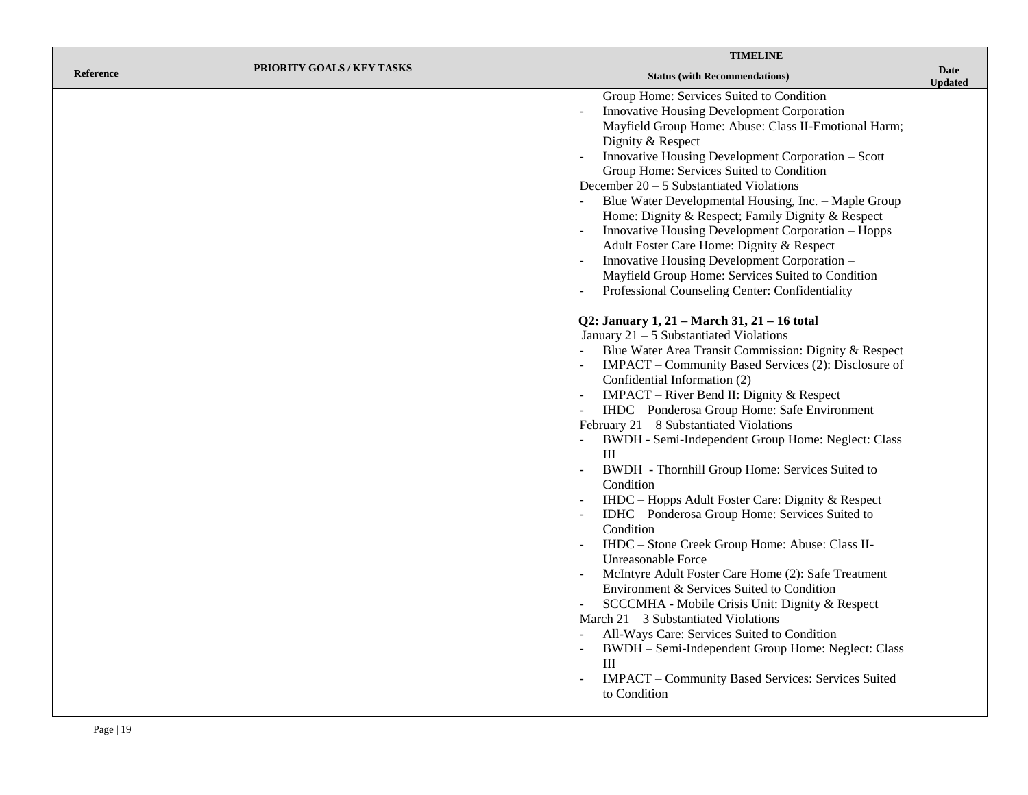| Reference | PRIORITY GOALS / KEY TASKS | TIMELINE | |
|---|---|---|---|
| | | **Status (with Recommendations)** | **Date Updated** |
| | | Group Home: Services Suited to Condition<br>- Innovative Housing Development Corporation – Mayfield Group Home: Abuse: Class II-Emotional Harm; Dignity & Respect<br>- Innovative Housing Development Corporation – Scott Group Home: Services Suited to Condition<br>December 20 – 5 Substantiated Violations<br>- Blue Water Developmental Housing, Inc. – Maple Group Home: Dignity & Respect; Family Dignity & Respect<br>- Innovative Housing Development Corporation – Hopps Adult Foster Care Home: Dignity & Respect<br>- Innovative Housing Development Corporation – Mayfield Group Home: Services Suited to Condition<br>- Professional Counseling Center: Confidentiality<br><br>**Q2: January 1, 21 – March 31, 21 – 16 total**<br>January 21 – 5 Substantiated Violations<br>- Blue Water Area Transit Commission: Dignity & Respect<br>- IMPACT – Community Based Services (2): Disclosure of Confidential Information (2)<br>- IMPACT – River Bend II: Dignity & Respect<br>- IHDC – Ponderosa Group Home: Safe Environment<br>February 21 – 8 Substantiated Violations<br>- BWDH - Semi-Independent Group Home: Neglect: Class III<br>- BWDH - Thornhill Group Home: Services Suited to Condition<br>- IHDC – Hopps Adult Foster Care: Dignity & Respect<br>- IDHC – Ponderosa Group Home: Services Suited to Condition<br>- IHDC – Stone Creek Group Home: Abuse: Class II-Unreasonable Force<br>- McIntyre Adult Foster Care Home (2): Safe Treatment Environment & Services Suited to Condition<br>- SCCCMHA - Mobile Crisis Unit: Dignity & Respect<br>March 21 – 3 Substantiated Violations<br>- All-Ways Care: Services Suited to Condition<br>- BWDH – Semi-Independent Group Home: Neglect: Class III<br>- IMPACT – Community Based Services: Services Suited to Condition | |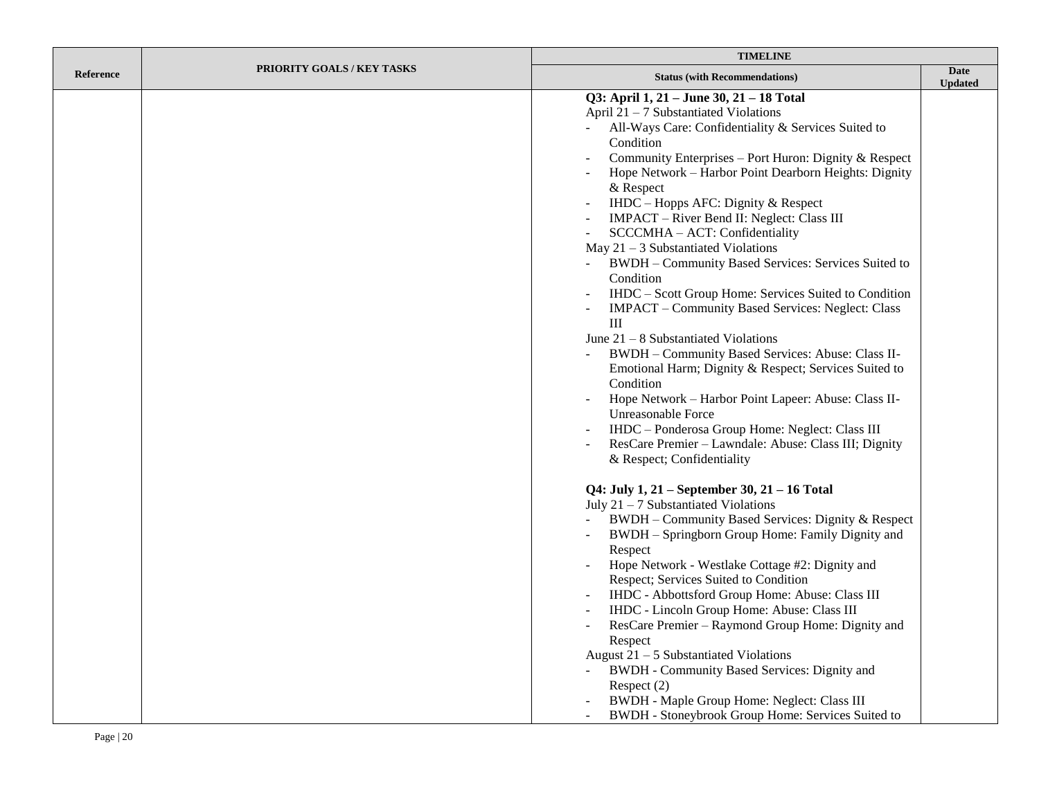| Reference | PRIORITY GOALS / KEY TASKS | TIMELINE | |
|---|---|---|---|
| | | **Status (with Recommendations)** | **Date Updated** |
| | | **Q3: April 1, 21 – June 30, 21 – 18 Total**<br>April 21 – 7 Substantiated Violations<br>- All-Ways Care: Confidentiality & Services Suited to Condition<br>- Community Enterprises – Port Huron: Dignity & Respect<br>- Hope Network – Harbor Point Dearborn Heights: Dignity & Respect<br>- IHDC – Hopps AFC: Dignity & Respect<br>- IMPACT – River Bend II: Neglect: Class III<br>- SCCCMHA – ACT: Confidentiality<br>May 21 – 3 Substantiated Violations<br>- BWDH – Community Based Services: Services Suited to Condition<br>- IHDC – Scott Group Home: Services Suited to Condition<br>- IMPACT – Community Based Services: Neglect: Class III<br>June 21 – 8 Substantiated Violations<br>- BWDH – Community Based Services: Abuse: Class II-Emotional Harm; Dignity & Respect; Services Suited to Condition<br>- Hope Network – Harbor Point Lapeer: Abuse: Class II-Unreasonable Force<br>- IHDC – Ponderosa Group Home: Neglect: Class III<br>- ResCare Premier – Lawndale: Abuse: Class III; Dignity & Respect; Confidentiality<br><br>**Q4: July 1, 21 – September 30, 21 – 16 Total**<br>July 21 – 7 Substantiated Violations<br>- BWDH – Community Based Services: Dignity & Respect<br>- BWDH – Springborn Group Home: Family Dignity and Respect<br>- Hope Network - Westlake Cottage #2: Dignity and Respect; Services Suited to Condition<br>- IHDC - Abbottsford Group Home: Abuse: Class III<br>- IHDC - Lincoln Group Home: Abuse: Class III<br>- ResCare Premier – Raymond Group Home: Dignity and Respect<br>August 21 – 5 Substantiated Violations<br>- BWDH - Community Based Services: Dignity and Respect (2)<br>- BWDH - Maple Group Home: Neglect: Class III<br>- BWDH - Stoneybrook Group Home: Services Suited to | |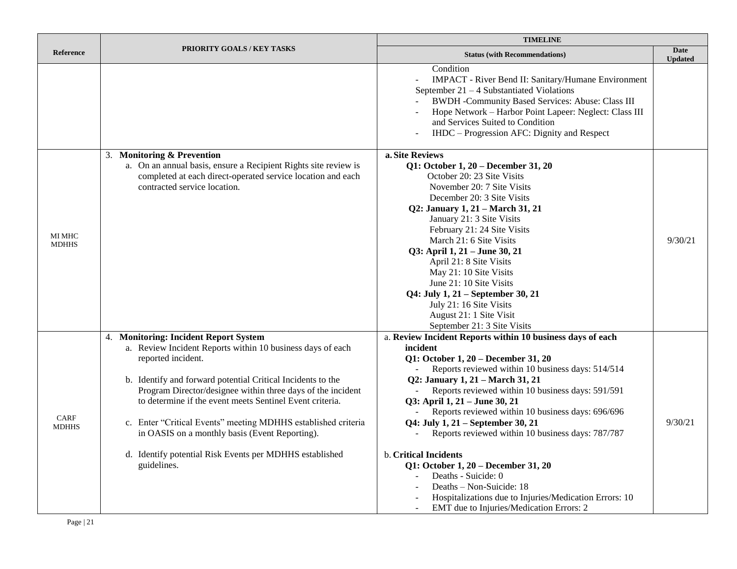| Reference | PRIORITY GOALS / KEY TASKS | TIMELINE | |
|---|---|---|---|
| | | **Status (with Recommendations)** | **Date Updated** |
| | | Condition<br>- IMPACT - River Bend II: Sanitary/Humane Environment<br>September 21 – 4 Substantiated Violations<br>- BWDH -Community Based Services: Abuse: Class III<br>- Hope Network – Harbor Point Lapeer: Neglect: Class III and Services Suited to Condition<br>- IHDC – Progression AFC: Dignity and Respect | |
| MI MHC<br>MDHHS | 3. **Monitoring & Prevention**<br>a. On an annual basis, ensure a Recipient Rights site review is completed at each direct-operated service location and each contracted service location. | a. **Site Reviews**<br>**Q1: October 1, 20 – December 31, 20**<br>October 20: 23 Site Visits<br>November 20: 7 Site Visits<br>December 20: 3 Site Visits<br>**Q2: January 1, 21 – March 31, 21**<br>January 21: 3 Site Visits<br>February 21: 24 Site Visits<br>March 21: 6 Site Visits<br>**Q3: April 1, 21 – June 30, 21**<br>April 21: 8 Site Visits<br>May 21: 10 Site Visits<br>June 21: 10 Site Visits<br>**Q4: July 1, 21 – September 30, 21**<br>July 21: 16 Site Visits<br>August 21: 1 Site Visit<br>September 21: 3 Site Visits | 9/30/21 |
| CARF<br>MDHHS | 4. **Monitoring: Incident Report System**<br>a. Review Incident Reports within 10 business days of each reported incident.<br><br>b. Identify and forward potential Critical Incidents to the Program Director/designee within three days of the incident to determine if the event meets Sentinel Event criteria.<br><br>c. Enter "Critical Events" meeting MDHHS established criteria in OASIS on a monthly basis (Event Reporting).<br><br>d. Identify potential Risk Events per MDHHS established guidelines. | a. **Review Incident Reports within 10 business days of each incident**<br>**Q1: October 1, 20 – December 31, 20**<br>- Reports reviewed within 10 business days: 514/514<br>**Q2: January 1, 21 – March 31, 21**<br>- Reports reviewed within 10 business days: 591/591<br>**Q3: April 1, 21 – June 30, 21**<br>- Reports reviewed within 10 business days: 696/696<br>**Q4: July 1, 21 – September 30, 21**<br>- Reports reviewed within 10 business days: 787/787<br><br>b. **Critical Incidents**<br>**Q1: October 1, 20 – December 31, 20**<br>- Deaths - Suicide: 0<br>- Deaths – Non-Suicide: 18<br>- Hospitalizations due to Injuries/Medication Errors: 10<br>- EMT due to Injuries/Medication Errors: 2 | 9/30/21 |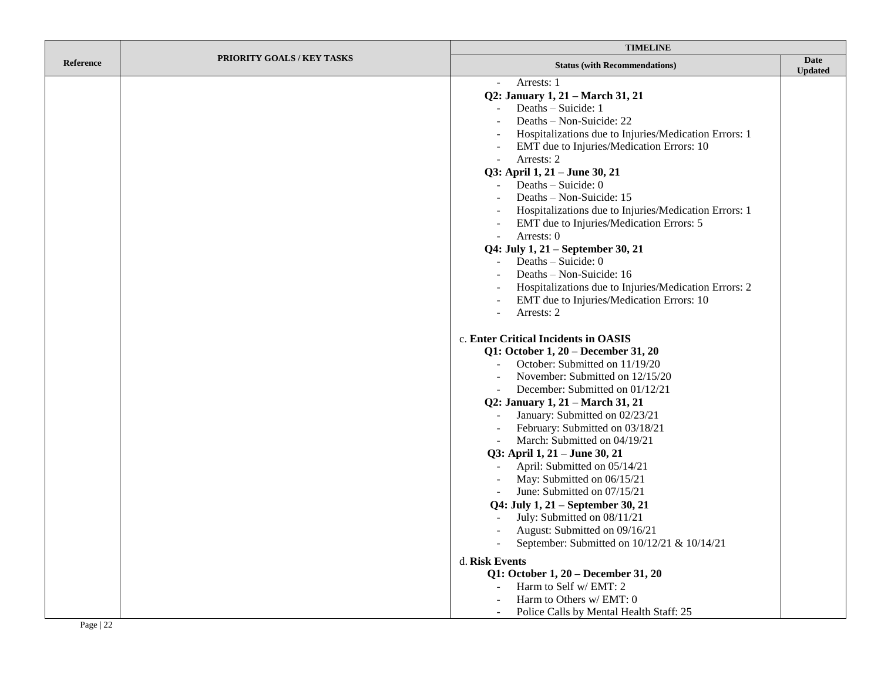| Reference | PRIORITY GOALS / KEY TASKS | TIMELINE | |
|---|---|---|---|
| | | **Status (with Recommendations)** | **Date Updated** |
| | | - Arrests: 1<br>**Q2: January 1, 21 – March 31, 21**<br>- Deaths – Suicide: 1<br>- Deaths – Non-Suicide: 22<br>- Hospitalizations due to Injuries/Medication Errors: 1<br>- EMT due to Injuries/Medication Errors: 10<br>- Arrests: 2<br>**Q3: April 1, 21 – June 30, 21**<br>- Deaths – Suicide: 0<br>- Deaths – Non-Suicide: 15<br>- Hospitalizations due to Injuries/Medication Errors: 1<br>- EMT due to Injuries/Medication Errors: 5<br>- Arrests: 0<br>**Q4: July 1, 21 – September 30, 21**<br>- Deaths – Suicide: 0<br>- Deaths – Non-Suicide: 16<br>- Hospitalizations due to Injuries/Medication Errors: 2<br>- EMT due to Injuries/Medication Errors: 10<br>- Arrests: 2<br><br>c. **Enter Critical Incidents in OASIS**<br>**Q1: October 1, 20 – December 31, 20**<br>- October: Submitted on 11/19/20<br>- November: Submitted on 12/15/20<br>- December: Submitted on 01/12/21<br>**Q2: January 1, 21 – March 31, 21**<br>- January: Submitted on 02/23/21<br>- February: Submitted on 03/18/21<br>- March: Submitted on 04/19/21<br>**Q3: April 1, 21 – June 30, 21**<br>- April: Submitted on 05/14/21<br>- May: Submitted on 06/15/21<br>- June: Submitted on 07/15/21<br>**Q4: July 1, 21 – September 30, 21**<br>- July: Submitted on 08/11/21<br>- August: Submitted on 09/16/21<br>- September: Submitted on 10/12/21 & 10/14/21<br><br>d. **Risk Events**<br>**Q1: October 1, 20 – December 31, 20**<br>- Harm to Self w/ EMT: 2<br>- Harm to Others w/ EMT: 0<br>- Police Calls by Mental Health Staff: 25 | |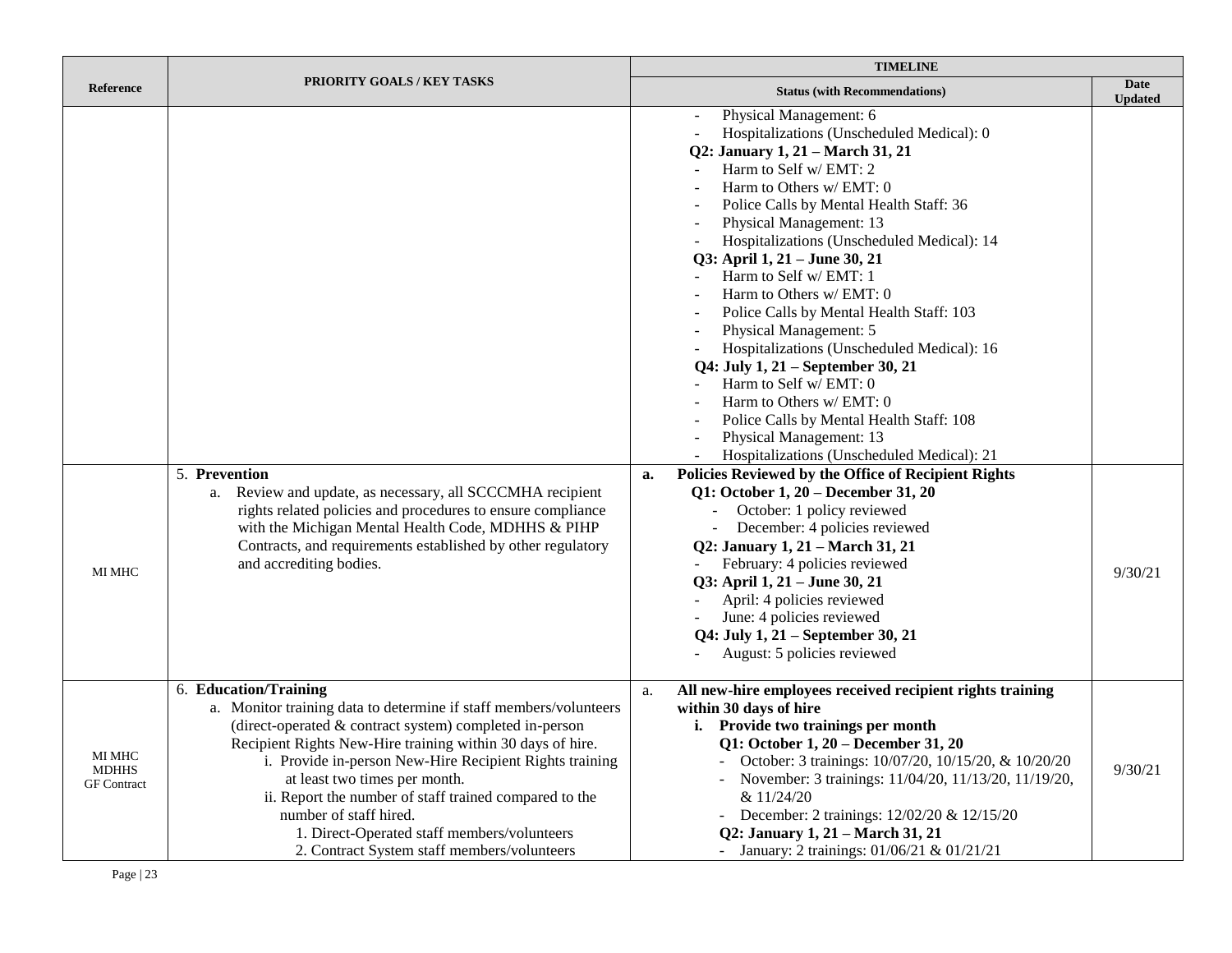| Reference | PRIORITY GOALS / KEY TASKS | TIMELINE | |
|---|---|---|---|
| | | **Status (with Recommendations)** | **Date Updated** |
| | | - Physical Management: 6<br>- Hospitalizations (Unscheduled Medical): 0<br>**Q2: January 1, 21 – March 31, 21**<br>- Harm to Self w/ EMT: 2<br>- Harm to Others w/ EMT: 0<br>- Police Calls by Mental Health Staff: 36<br>- Physical Management: 13<br>- Hospitalizations (Unscheduled Medical): 14<br>**Q3: April 1, 21 – June 30, 21**<br>- Harm to Self w/ EMT: 1<br>- Harm to Others w/ EMT: 0<br>- Police Calls by Mental Health Staff: 103<br>- Physical Management: 5<br>- Hospitalizations (Unscheduled Medical): 16<br>**Q4: July 1, 21 – September 30, 21**<br>- Harm to Self w/ EMT: 0<br>- Harm to Others w/ EMT: 0<br>- Police Calls by Mental Health Staff: 108<br>- Physical Management: 13<br>- Hospitalizations (Unscheduled Medical): 21 | |
| MI MHC | 5. **Prevention**<br>a. Review and update, as necessary, all SCCCMHA recipient rights related policies and procedures to ensure compliance with the Michigan Mental Health Code, MDHHS & PIHP Contracts, and requirements established by other regulatory and accrediting bodies. | **a. Policies Reviewed by the Office of Recipient Rights**<br>**Q1: October 1, 20 – December 31, 20**<br>- October: 1 policy reviewed<br>- December: 4 policies reviewed<br>**Q2: January 1, 21 – March 31, 21**<br>- February: 4 policies reviewed<br>**Q3: April 1, 21 – June 30, 21**<br>- April: 4 policies reviewed<br>- June: 4 policies reviewed<br>**Q4: July 1, 21 – September 30, 21**<br>- August: 5 policies reviewed | 9/30/21 |
| MI MHC<br>MDHHS<br>GF Contract | 6. **Education/Training**<br>a. Monitor training data to determine if staff members/volunteers (direct-operated & contract system) completed in-person Recipient Rights New-Hire training within 30 days of hire.<br>i. Provide in-person New-Hire Recipient Rights training at least two times per month.<br>ii. Report the number of staff trained compared to the number of staff hired.<br>1. Direct-Operated staff members/volunteers<br>2. Contract System staff members/volunteers | a. **All new-hire employees received recipient rights training within 30 days of hire**<br>**i. Provide two trainings per month**<br>**Q1: October 1, 20 – December 31, 20**<br>- October: 3 trainings: 10/07/20, 10/15/20, & 10/20/20<br>- November: 3 trainings: 11/04/20, 11/13/20, 11/19/20, & 11/24/20<br>- December: 2 trainings: 12/02/20 & 12/15/20<br>**Q2: January 1, 21 – March 31, 21**<br>- January: 2 trainings: 01/06/21 & 01/21/21 | 9/30/21 |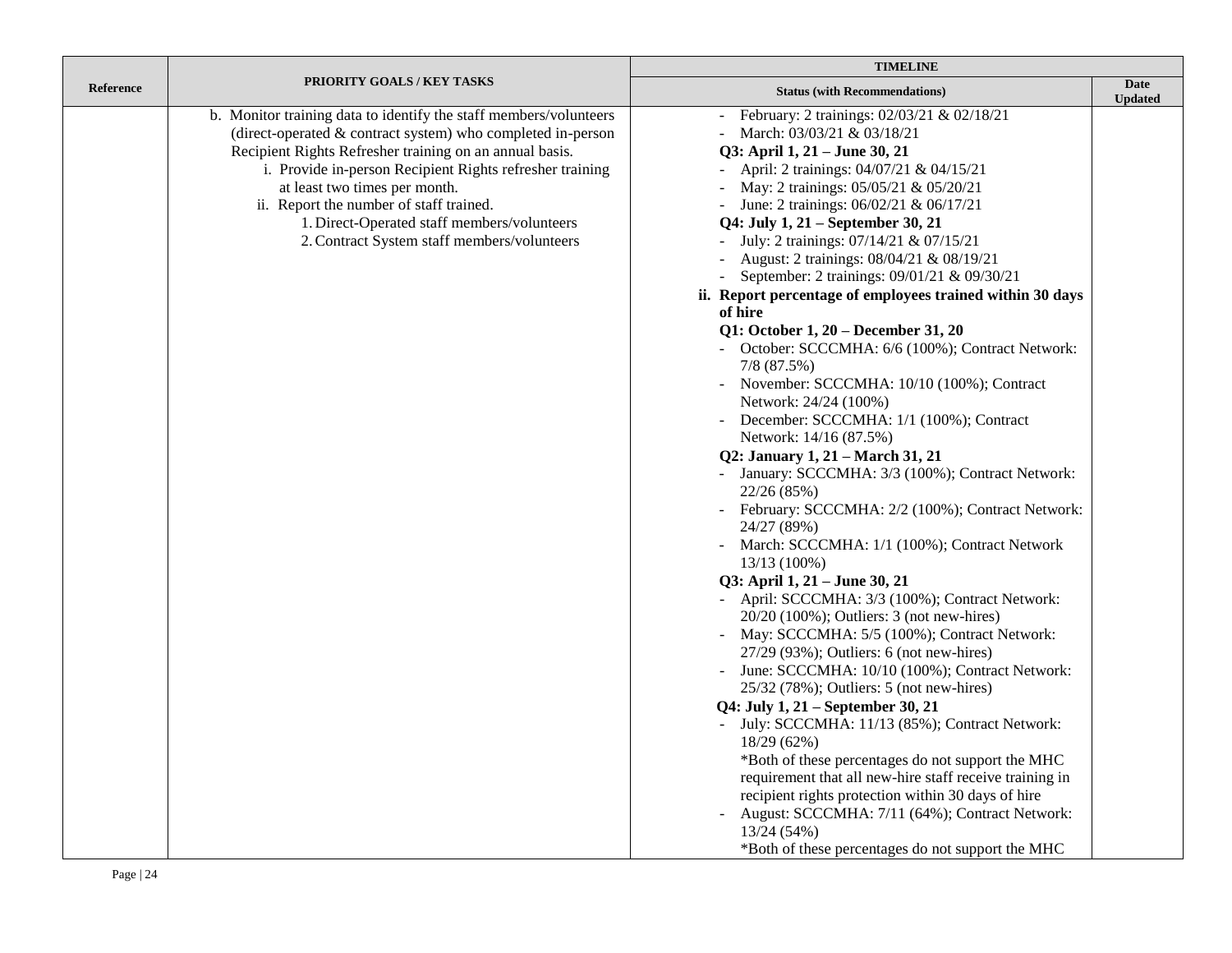| Reference | PRIORITY GOALS / KEY TASKS | TIMELINE | |
|---|---|---|---|
| | | **Status (with Recommendations)** | **Date Updated** |
| | b. Monitor training data to identify the staff members/volunteers (direct-operated & contract system) who completed in-person Recipient Rights Refresher training on an annual basis.<br>i. Provide in-person Recipient Rights refresher training at least two times per month.<br>ii. Report the number of staff trained.<br>1. Direct-Operated staff members/volunteers<br>2. Contract System staff members/volunteers | - February: 2 trainings: 02/03/21 & 02/18/21<br>- March: 03/03/21 & 03/18/21<br>**Q3: April 1, 21 – June 30, 21**<br>- April: 2 trainings: 04/07/21 & 04/15/21<br>- May: 2 trainings: 05/05/21 & 05/20/21<br>- June: 2 trainings: 06/02/21 & 06/17/21<br>**Q4: July 1, 21 – September 30, 21**<br>- July: 2 trainings: 07/14/21 & 07/15/21<br>- August: 2 trainings: 08/04/21 & 08/19/21<br>- September: 2 trainings: 09/01/21 & 09/30/21<br>**ii. Report percentage of employees trained within 30 days of hire**<br>**Q1: October 1, 20 – December 31, 20**<br>- October: SCCCMHA: 6/6 (100%); Contract Network: 7/8 (87.5%)<br>- November: SCCCMHA: 10/10 (100%); Contract Network: 24/24 (100%)<br>- December: SCCCMHA: 1/1 (100%); Contract Network: 14/16 (87.5%)<br>**Q2: January 1, 21 – March 31, 21**<br>- January: SCCCMHA: 3/3 (100%); Contract Network: 22/26 (85%)<br>- February: SCCCMHA: 2/2 (100%); Contract Network: 24/27 (89%)<br>- March: SCCCMHA: 1/1 (100%); Contract Network 13/13 (100%)<br>**Q3: April 1, 21 – June 30, 21**<br>- April: SCCCMHA: 3/3 (100%); Contract Network: 20/20 (100%); Outliers: 3 (not new-hires)<br>- May: SCCCMHA: 5/5 (100%); Contract Network: 27/29 (93%); Outliers: 6 (not new-hires)<br>- June: SCCCMHA: 10/10 (100%); Contract Network: 25/32 (78%); Outliers: 5 (not new-hires)<br>**Q4: July 1, 21 – September 30, 21**<br>- July: SCCCMHA: 11/13 (85%); Contract Network: 18/29 (62%)<br>*Both of these percentages do not support the MHC requirement that all new-hire staff receive training in recipient rights protection within 30 days of hire<br>- August: SCCCMHA: 7/11 (64%); Contract Network: 13/24 (54%)<br>*Both of these percentages do not support the MHC | |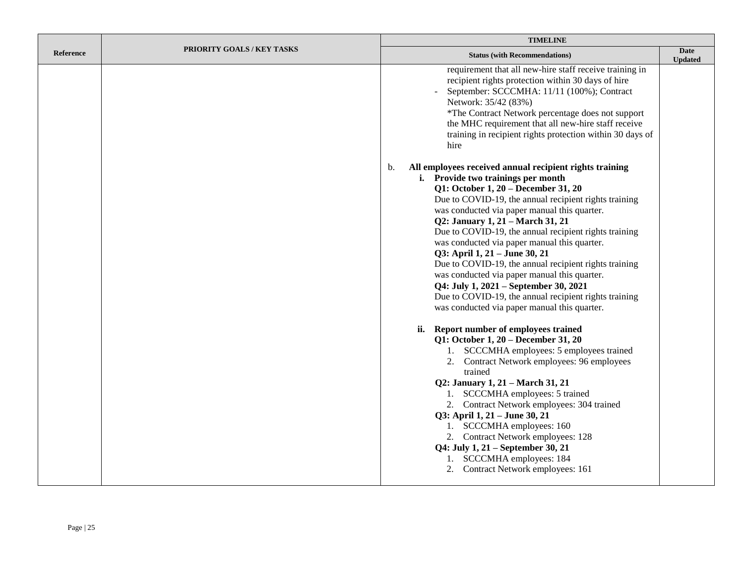| Reference | PRIORITY GOALS / KEY TASKS | TIMELINE | |
|---|---|---|---|
| | | **Status (with Recommendations)** | **Date Updated** |
| | | requirement that all new-hire staff receive training in recipient rights protection within 30 days of hire<br>- September: SCCCMHA: 11/11 (100%); Contract Network: 35/42 (83%)<br>*The Contract Network percentage does not support the MHC requirement that all new-hire staff receive training in recipient rights protection within 30 days of hire<br><br>b. **All employees received annual recipient rights training**<br>**i. Provide two trainings per month**<br>**Q1: October 1, 20 – December 31, 20**<br>Due to COVID-19, the annual recipient rights training was conducted via paper manual this quarter.<br>**Q2: January 1, 21 – March 31, 21**<br>Due to COVID-19, the annual recipient rights training was conducted via paper manual this quarter.<br>**Q3: April 1, 21 – June 30, 21**<br>Due to COVID-19, the annual recipient rights training was conducted via paper manual this quarter.<br>**Q4: July 1, 2021 – September 30, 2021**<br>Due to COVID-19, the annual recipient rights training was conducted via paper manual this quarter.<br><br>**ii. Report number of employees trained**<br>**Q1: October 1, 20 – December 31, 20**<br>1. SCCCMHA employees: 5 employees trained<br>2. Contract Network employees: 96 employees trained<br>**Q2: January 1, 21 – March 31, 21**<br>1. SCCCMHA employees: 5 trained<br>2. Contract Network employees: 304 trained<br>**Q3: April 1, 21 – June 30, 21**<br>1. SCCCMHA employees: 160<br>2. Contract Network employees: 128<br>**Q4: July 1, 21 – September 30, 21**<br>1. SCCCMHA employees: 184<br>2. Contract Network employees: 161 | |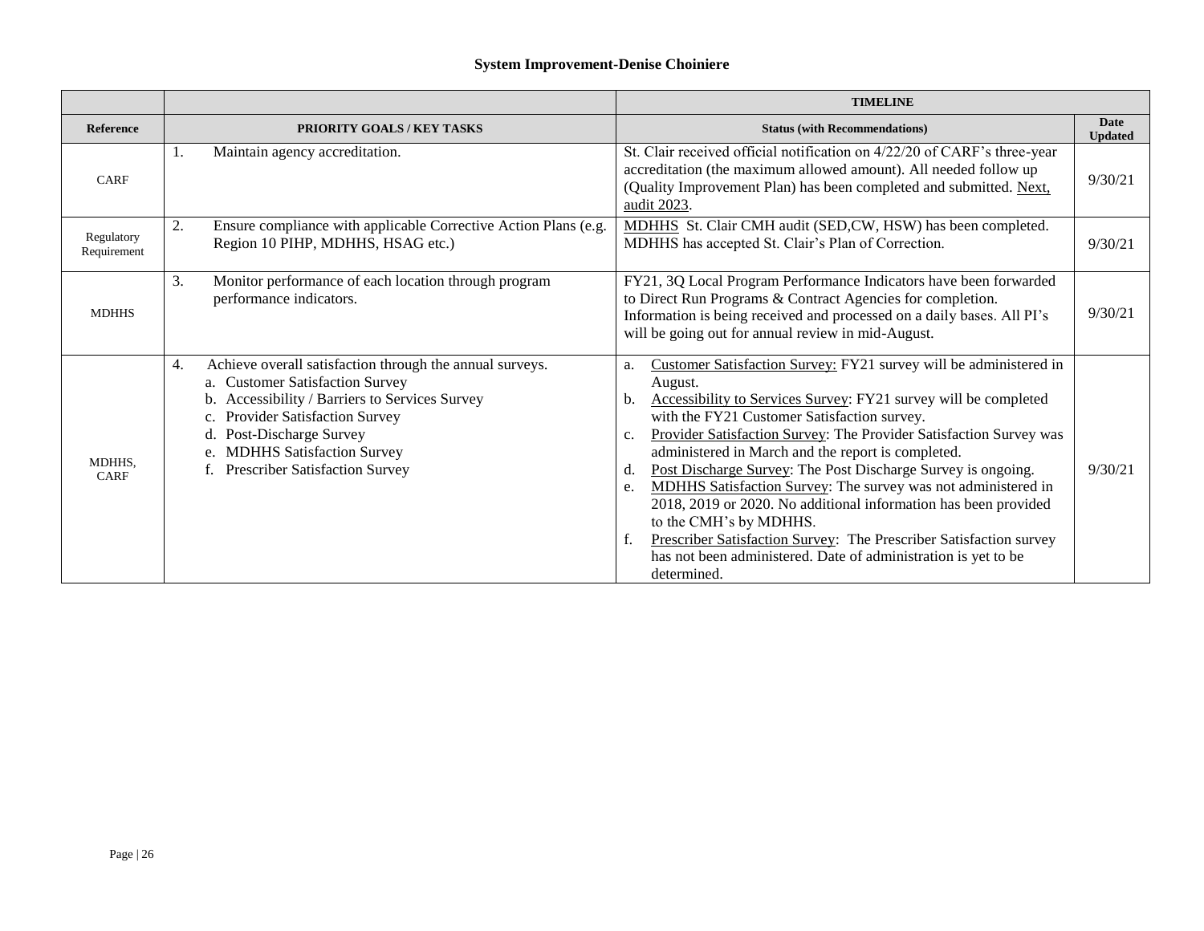**System Improvement-Denise Choiniere**

| | | TIMELINE | |
|---|---|---|---|
| **Reference** | **PRIORITY GOALS / KEY TASKS** | **Status (with Recommendations)** | **Date Updated** |
| CARF | 1. Maintain agency accreditation. | St. Clair received official notification on 4/22/20 of CARF's three-year accreditation (the maximum allowed amount). All needed follow up (Quality Improvement Plan) has been completed and submitted. <u>Next, audit 2023</u>. | 9/30/21 |
| Regulatory Requirement | 2. Ensure compliance with applicable Corrective Action Plans (e.g. Region 10 PIHP, MDHHS, HSAG etc.) | <u>MDHHS</u> St. Clair CMH audit (SED,CW, HSW) has been completed. MDHHS has accepted St. Clair's Plan of Correction. | 9/30/21 |
| MDHHS | 3. Monitor performance of each location through program performance indicators. | FY21, 3Q Local Program Performance Indicators have been forwarded to Direct Run Programs & Contract Agencies for completion. Information is being received and processed on a daily bases. All PI's will be going out for annual review in mid-August. | 9/30/21 |
| MDHHS, CARF | 4. Achieve overall satisfaction through the annual surveys.<br>a. Customer Satisfaction Survey<br>b. Accessibility / Barriers to Services Survey<br>c. Provider Satisfaction Survey<br>d. Post-Discharge Survey<br>e. MDHHS Satisfaction Survey<br>f. Prescriber Satisfaction Survey | a. <u>Customer Satisfaction Survey:</u> FY21 survey will be administered in August.<br>b. <u>Accessibility to Services Survey</u>: FY21 survey will be completed with the FY21 Customer Satisfaction survey.<br>c. <u>Provider Satisfaction Survey</u>: The Provider Satisfaction Survey was administered in March and the report is completed.<br>d. <u>Post Discharge Survey</u>: The Post Discharge Survey is ongoing.<br>e. <u>MDHHS Satisfaction Survey</u>: The survey was not administered in 2018, 2019 or 2020. No additional information has been provided to the CMH's by MDHHS.<br>f. <u>Prescriber Satisfaction Survey</u>: The Prescriber Satisfaction survey has not been administered. Date of administration is yet to be determined. | 9/30/21 |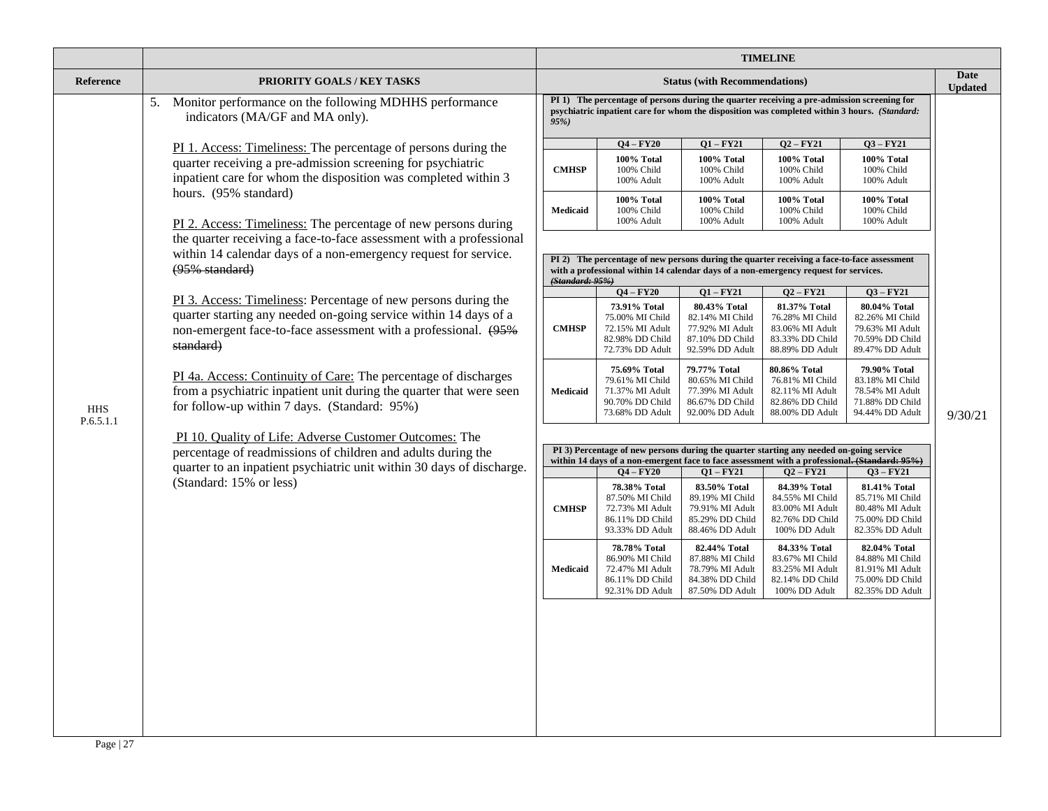| | | TIMELINE | |
|---|---|---|---|
| **Reference** | **PRIORITY GOALS / KEY TASKS** | **Status (with Recommendations)** | **Date Updated** |
| HHS P.6.5.1.1 | 5. Monitor performance on the following MDHHS performance indicators (MA/GF and MA only).<br><br><u>PI 1. Access: Timeliness:</u> The percentage of persons during the quarter receiving a pre-admission screening for psychiatric inpatient care for whom the disposition was completed within 3 hours. (95% standard)<br><br><u>PI 2. Access: Timeliness:</u> The percentage of new persons during the quarter receiving a face-to-face assessment with a professional within 14 calendar days of a non-emergency request for service. ~~(95% standard)~~<br><br><u>PI 3. Access: Timeliness</u>: Percentage of new persons during the quarter starting any needed on-going service within 14 days of a non-emergent face-to-face assessment with a professional. ~~(95% standard)~~<br><br><u>PI 4a. Access: Continuity of Care:</u> The percentage of discharges from a psychiatric inpatient unit during the quarter that were seen for follow-up within 7 days. (Standard: 95%)<br><br><u>PI 10. Quality of Life: Adverse Customer Outcomes:</u> The percentage of readmissions of children and adults during the quarter to an inpatient psychiatric unit within 30 days of discharge. (Standard: 15% or less) | See tables below | 9/30/21 |

**PI 1) The percentage of persons during the quarter receiving a pre-admission screening for psychiatric inpatient care for whom the disposition was completed within 3 hours.** ***(Standard: 95%)***

| | Q4 – FY20 | Q1 – FY21 | Q2 – FY21 | Q3 – FY21 |
|---|---|---|---|---|
| **CMHSP** | **100% Total**<br>100% Child<br>100% Adult | **100% Total**<br>100% Child<br>100% Adult | **100% Total**<br>100% Child<br>100% Adult | **100% Total**<br>100% Child<br>100% Adult |
| **Medicaid** | **100% Total**<br>100% Child<br>100% Adult | **100% Total**<br>100% Child<br>100% Adult | **100% Total**<br>100% Child<br>100% Adult | **100% Total**<br>100% Child<br>100% Adult |

**PI 2) The percentage of new persons during the quarter receiving a face-to-face assessment with a professional within 14 calendar days of a non-emergency request for services.** ~~***(Standard: 95%)***~~

| | Q4 – FY20 | Q1 – FY21 | Q2 – FY21 | Q3 – FY21 |
|---|---|---|---|---|
| **CMHSP** | **73.91% Total**<br>75.00% MI Child<br>72.15% MI Adult<br>82.98% DD Child<br>72.73% DD Adult | **80.43% Total**<br>82.14% MI Child<br>77.92% MI Adult<br>87.10% DD Child<br>92.59% DD Adult | **81.37% Total**<br>76.28% MI Child<br>83.06% MI Adult<br>83.33% DD Child<br>88.89% DD Adult | **80.04% Total**<br>82.26% MI Child<br>79.63% MI Adult<br>70.59% DD Child<br>89.47% DD Adult |
| **Medicaid** | **75.69% Total**<br>79.61% MI Child<br>71.37% MI Adult<br>90.70% DD Child<br>73.68% DD Adult | **79.77% Total**<br>80.65% MI Child<br>77.39% MI Adult<br>86.67% DD Child<br>92.00% DD Adult | **80.86% Total**<br>76.81% MI Child<br>82.11% MI Adult<br>82.86% DD Child<br>88.00% DD Adult | **79.90% Total**<br>83.18% MI Child<br>78.54% MI Adult<br>71.88% DD Child<br>94.44% DD Adult |

**PI 3) Percentage of new persons during the quarter starting any needed on-going service within 14 days of a non-emergent face to face assessment with a professional.** ~~**(Standard: 95%)**~~

| | Q4 – FY20 | Q1 – FY21 | Q2 – FY21 | Q3 – FY21 |
|---|---|---|---|---|
| **CMHSP** | **78.38% Total**<br>87.50% MI Child<br>72.73% MI Adult<br>86.11% DD Child<br>93.33% DD Adult | **83.50% Total**<br>89.19% MI Child<br>79.91% MI Adult<br>85.29% DD Child<br>88.46% DD Adult | **84.39% Total**<br>84.55% MI Child<br>83.00% MI Adult<br>82.76% DD Child<br>100% DD Adult | **81.41% Total**<br>85.71% MI Child<br>80.48% MI Adult<br>75.00% DD Child<br>82.35% DD Adult |
| **Medicaid** | **78.78% Total**<br>86.90% MI Child<br>72.47% MI Adult<br>86.11% DD Child<br>92.31% DD Adult | **82.44% Total**<br>87.88% MI Child<br>78.79% MI Adult<br>84.38% DD Child<br>87.50% DD Adult | **84.33% Total**<br>83.67% MI Child<br>83.25% MI Adult<br>82.14% DD Child<br>100% DD Adult | **82.04% Total**<br>84.88% MI Child<br>81.91% MI Adult<br>75.00% DD Child<br>82.35% DD Adult |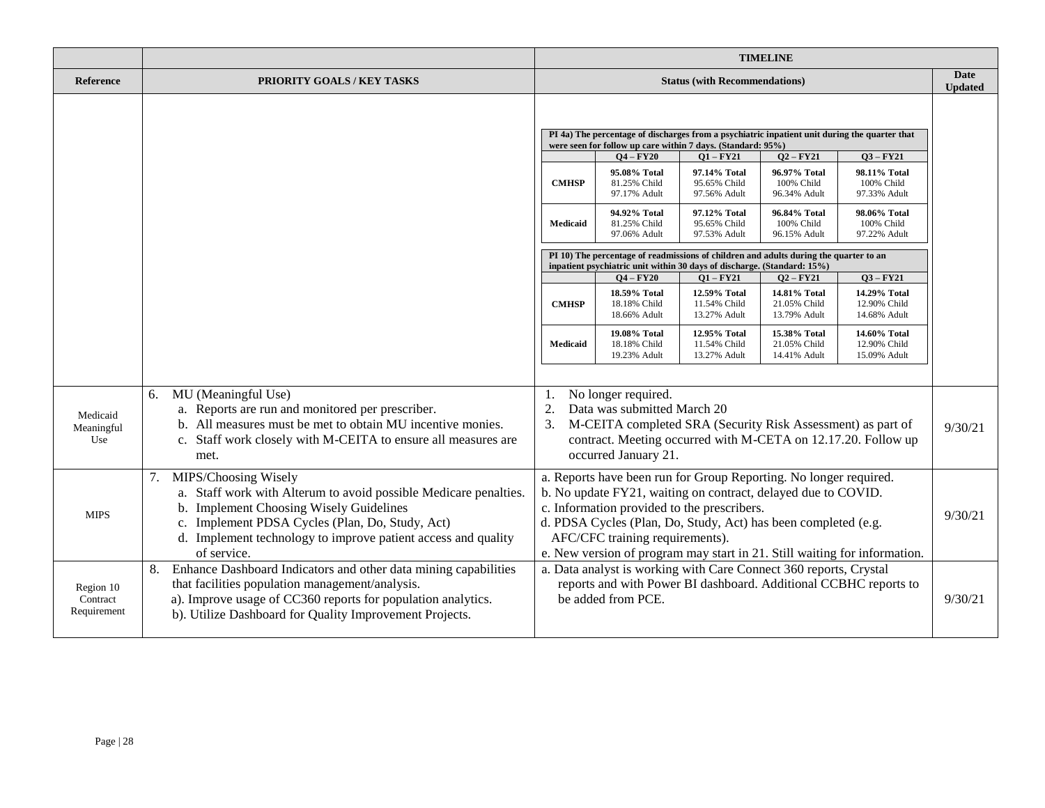| | | TIMELINE | |
|---|---|---|---|
| **Reference** | **PRIORITY GOALS / KEY TASKS** | **Status (with Recommendations)** | **Date Updated** |

**PI 4a) The percentage of discharges from a psychiatric inpatient unit during the quarter that were seen for follow up care within 7 days. (Standard: 95%)**

| | Q4 – FY20 | Q1 – FY21 | Q2 – FY21 | Q3 – FY21 |
|---|---|---|---|---|
| **CMHSP** | **95.08% Total** 81.25% Child 97.17% Adult | **97.14% Total** 95.65% Child 97.56% Adult | **96.97% Total** 100% Child 96.34% Adult | **98.11% Total** 100% Child 97.33% Adult |
| **Medicaid** | **94.92% Total** 81.25% Child 97.06% Adult | **97.12% Total** 95.65% Child 97.53% Adult | **96.84% Total** 100% Child 96.15% Adult | **98.06% Total** 100% Child 97.22% Adult |

**PI 10) The percentage of readmissions of children and adults during the quarter to an inpatient psychiatric unit within 30 days of discharge. (Standard: 15%)**

| | Q4 – FY20 | Q1 – FY21 | Q2 – FY21 | Q3 – FY21 |
|---|---|---|---|---|
| **CMHSP** | **18.59% Total** 18.18% Child 18.66% Adult | **12.59% Total** 11.54% Child 13.27% Adult | **14.81% Total** 21.05% Child 13.79% Adult | **14.29% Total** 12.90% Child 14.68% Adult |
| **Medicaid** | **19.08% Total** 18.18% Child 19.23% Adult | **12.95% Total** 11.54% Child 13.27% Adult | **15.38% Total** 21.05% Child 14.41% Adult | **14.60% Total** 12.90% Child 15.09% Adult |

| Reference | PRIORITY GOALS / KEY TASKS | Status (with Recommendations) | Date Updated |
|---|---|---|---|
| Medicaid Meaningful Use | 6. MU (Meaningful Use)<br>a. Reports are run and monitored per prescriber.<br>b. All measures must be met to obtain MU incentive monies.<br>c. Staff work closely with M-CEITA to ensure all measures are met. | 1. No longer required.<br>2. Data was submitted March 20<br>3. M-CEITA completed SRA (Security Risk Assessment) as part of contract. Meeting occurred with M-CETA on 12.17.20. Follow up occurred January 21. | 9/30/21 |
| MIPS | 7. MIPS/Choosing Wisely<br>a. Staff work with Alterum to avoid possible Medicare penalties.<br>b. Implement Choosing Wisely Guidelines<br>c. Implement PDSA Cycles (Plan, Do, Study, Act)<br>d. Implement technology to improve patient access and quality of service. | a. Reports have been run for Group Reporting. No longer required.<br>b. No update FY21, waiting on contract, delayed due to COVID.<br>c. Information provided to the prescribers.<br>d. PDSA Cycles (Plan, Do, Study, Act) has been completed (e.g. AFC/CFC training requirements).<br>e. New version of program may start in 21. Still waiting for information. | 9/30/21 |
| Region 10 Contract Requirement | 8. Enhance Dashboard Indicators and other data mining capabilities that facilities population management/analysis.<br>a). Improve usage of CC360 reports for population analytics.<br>b). Utilize Dashboard for Quality Improvement Projects. | a. Data analyst is working with Care Connect 360 reports, Crystal reports and with Power BI dashboard. Additional CCBHC reports to be added from PCE. | 9/30/21 |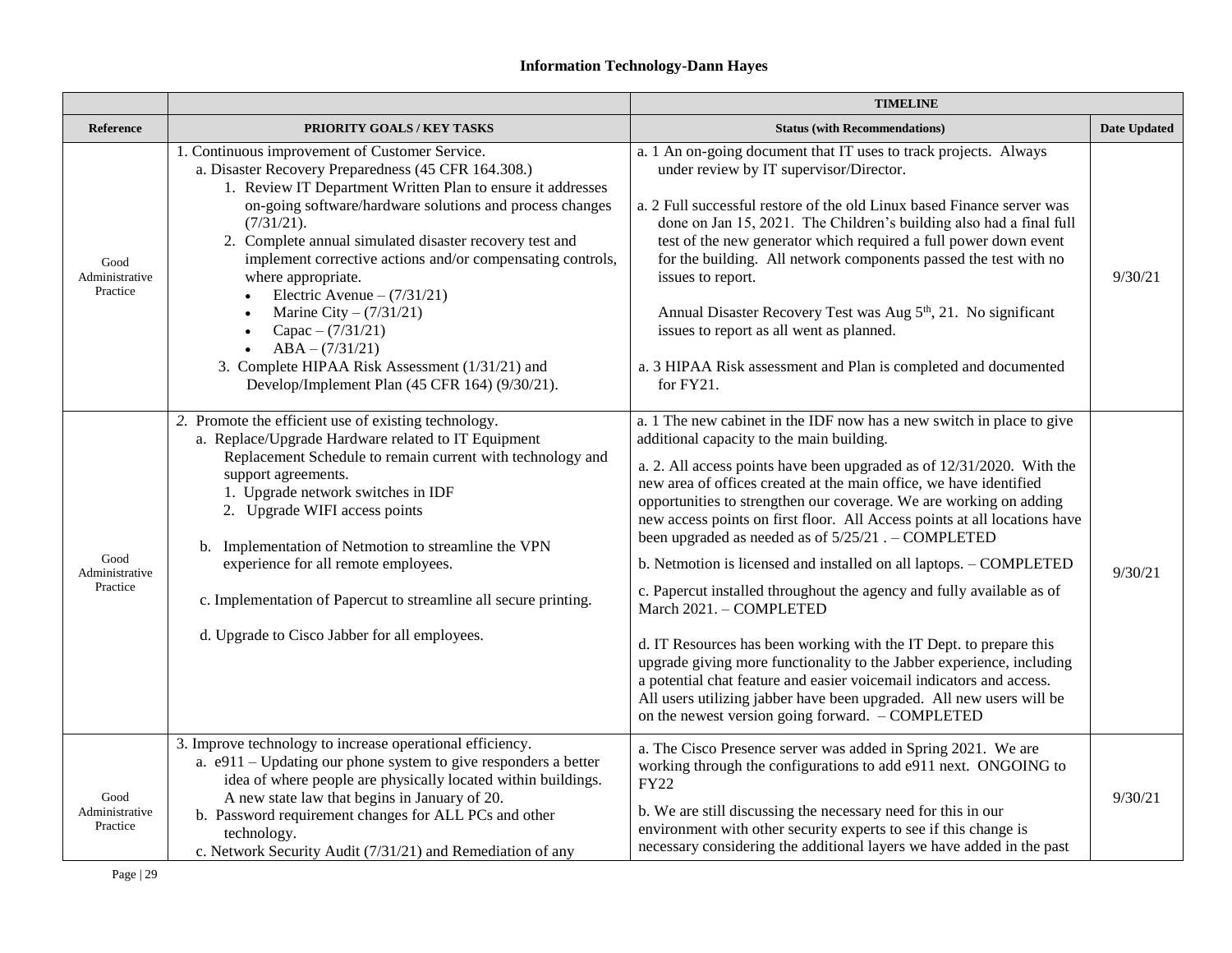**Information Technology-Dann Hayes**

| | | TIMELINE | |
|---|---|---|---|
| **Reference** | **PRIORITY GOALS / KEY TASKS** | **Status (with Recommendations)** | **Date Updated** |
| Good Administrative Practice | 1. Continuous improvement of Customer Service.<br>a. Disaster Recovery Preparedness (45 CFR 164.308.)<br>1. Review IT Department Written Plan to ensure it addresses on-going software/hardware solutions and process changes (7/31/21).<br>2. Complete annual simulated disaster recovery test and implement corrective actions and/or compensating controls, where appropriate.<br>• Electric Avenue – (7/31/21)<br>• Marine City – (7/31/21)<br>• Capac – (7/31/21)<br>• ABA – (7/31/21)<br>3. Complete HIPAA Risk Assessment (1/31/21) and Develop/Implement Plan (45 CFR 164) (9/30/21). | a. 1 An on-going document that IT uses to track projects. Always under review by IT supervisor/Director.<br><br>a. 2 Full successful restore of the old Linux based Finance server was done on Jan 15, 2021. The Children's building also had a final full test of the new generator which required a full power down event for the building. All network components passed the test with no issues to report.<br><br>Annual Disaster Recovery Test was Aug 5th, 21. No significant issues to report as all went as planned.<br><br>a. 3 HIPAA Risk assessment and Plan is completed and documented for FY21. | 9/30/21 |
| Good Administrative Practice | *2.* Promote the efficient use of existing technology.<br>a. Replace/Upgrade Hardware related to IT Equipment Replacement Schedule to remain current with technology and support agreements.<br>1. Upgrade network switches in IDF<br>2. Upgrade WIFI access points<br><br>b. Implementation of Netmotion to streamline the VPN experience for all remote employees.<br><br>c. Implementation of Papercut to streamline all secure printing.<br><br>d. Upgrade to Cisco Jabber for all employees. | a. 1 The new cabinet in the IDF now has a new switch in place to give additional capacity to the main building.<br><br>a. 2. All access points have been upgraded as of 12/31/2020. With the new area of offices created at the main office, we have identified opportunities to strengthen our coverage. We are working on adding new access points on first floor. All Access points at all locations have been upgraded as needed as of 5/25/21 . – COMPLETED<br><br>b. Netmotion is licensed and installed on all laptops. – COMPLETED<br><br>c. Papercut installed throughout the agency and fully available as of March 2021. – COMPLETED<br><br>d. IT Resources has been working with the IT Dept. to prepare this upgrade giving more functionality to the Jabber experience, including a potential chat feature and easier voicemail indicators and access. All users utilizing jabber have been upgraded. All new users will be on the newest version going forward. – COMPLETED | 9/30/21 |
| Good Administrative Practice | 3. Improve technology to increase operational efficiency.<br>a. e911 – Updating our phone system to give responders a better idea of where people are physically located within buildings. A new state law that begins in January of 20.<br>b. Password requirement changes for ALL PCs and other technology.<br>c. Network Security Audit (7/31/21) and Remediation of any | a. The Cisco Presence server was added in Spring 2021. We are working through the configurations to add e911 next. ONGOING to FY22<br><br>b. We are still discussing the necessary need for this in our environment with other security experts to see if this change is necessary considering the additional layers we have added in the past | 9/30/21 |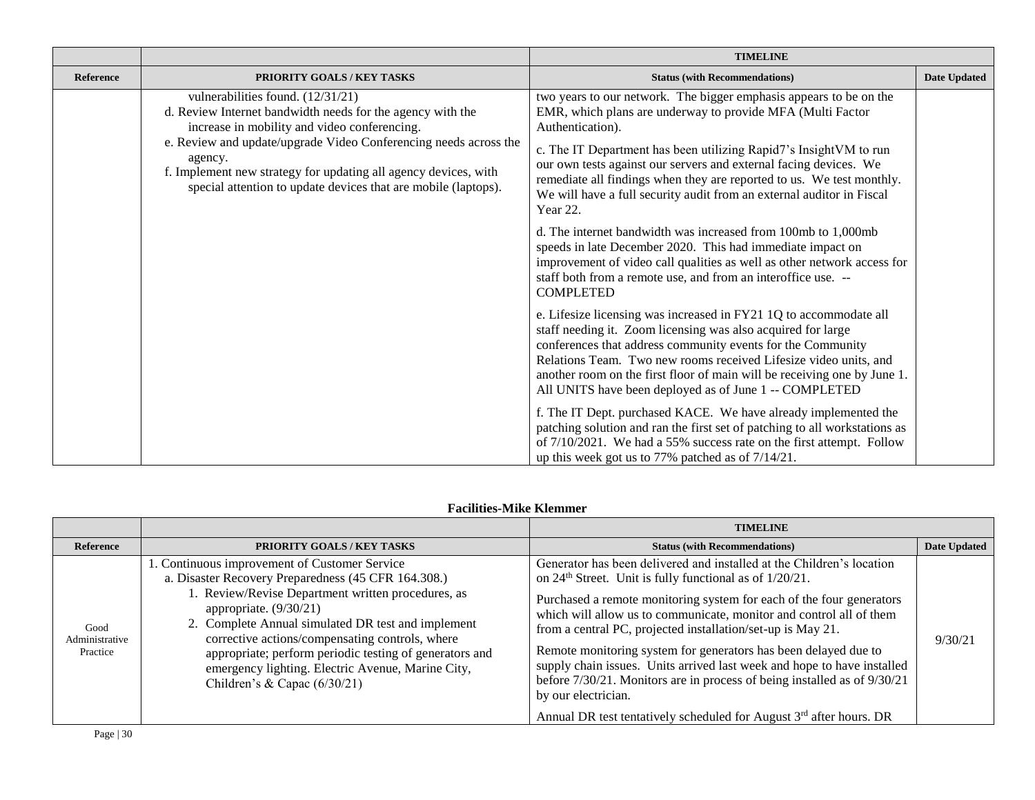| | | TIMELINE | |
|---|---|---|---|
| **Reference** | **PRIORITY GOALS / KEY TASKS** | **Status (with Recommendations)** | **Date Updated** |
| | vulnerabilities found. (12/31/21)<br>d. Review Internet bandwidth needs for the agency with the increase in mobility and video conferencing.<br>e. Review and update/upgrade Video Conferencing needs across the agency.<br>f. Implement new strategy for updating all agency devices, with special attention to update devices that are mobile (laptops). | two years to our network. The bigger emphasis appears to be on the EMR, which plans are underway to provide MFA (Multi Factor Authentication).<br><br>c. The IT Department has been utilizing Rapid7's InsightVM to run our own tests against our servers and external facing devices. We remediate all findings when they are reported to us. We test monthly. We will have a full security audit from an external auditor in Fiscal Year 22.<br><br>d. The internet bandwidth was increased from 100mb to 1,000mb speeds in late December 2020. This had immediate impact on improvement of video call qualities as well as other network access for staff both from a remote use, and from an interoffice use. -- COMPLETED<br><br>e. Lifesize licensing was increased in FY21 1Q to accommodate all staff needing it. Zoom licensing was also acquired for large conferences that address community events for the Community Relations Team. Two new rooms received Lifesize video units, and another room on the first floor of main will be receiving one by June 1. All UNITS have been deployed as of June 1 -- COMPLETED<br><br>f. The IT Dept. purchased KACE. We have already implemented the patching solution and ran the first set of patching to all workstations as of 7/10/2021. We had a 55% success rate on the first attempt. Follow up this week got us to 77% patched as of 7/14/21. | |

**Facilities-Mike Klemmer**

| | | TIMELINE | |
|---|---|---|---|
| **Reference** | **PRIORITY GOALS / KEY TASKS** | **Status (with Recommendations)** | **Date Updated** |
| Good Administrative Practice | 1. Continuous improvement of Customer Service<br>a. Disaster Recovery Preparedness (45 CFR 164.308.)<br>1. Review/Revise Department written procedures, as appropriate. (9/30/21)<br>2. Complete Annual simulated DR test and implement corrective actions/compensating controls, where appropriate; perform periodic testing of generators and emergency lighting. Electric Avenue, Marine City, Children's & Capac (6/30/21) | Generator has been delivered and installed at the Children's location on 24th Street. Unit is fully functional as of 1/20/21.<br><br>Purchased a remote monitoring system for each of the four generators which will allow us to communicate, monitor and control all of them from a central PC, projected installation/set-up is May 21.<br><br>Remote monitoring system for generators has been delayed due to supply chain issues. Units arrived last week and hope to have installed before 7/30/21. Monitors are in process of being installed as of 9/30/21 by our electrician.<br><br>Annual DR test tentatively scheduled for August 3rd after hours. DR | 9/30/21 |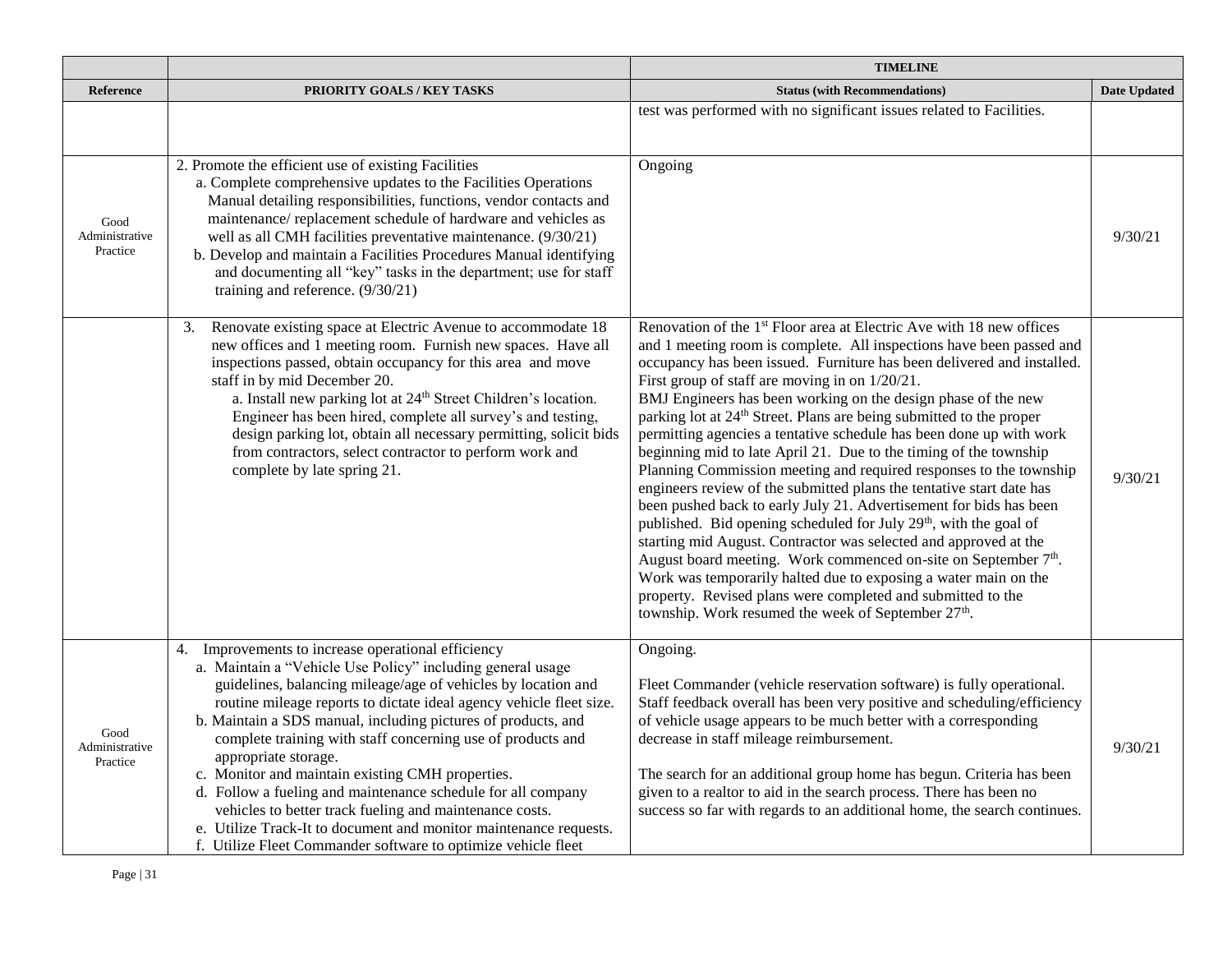| | | TIMELINE | |
|---|---|---|---|
| Reference | PRIORITY GOALS / KEY TASKS | Status (with Recommendations) | Date Updated |
| | | test was performed with no significant issues related to Facilities. | |
| Good Administrative Practice | 2. Promote the efficient use of existing Facilities<br>a. Complete comprehensive updates to the Facilities Operations Manual detailing responsibilities, functions, vendor contacts and maintenance/ replacement schedule of hardware and vehicles as well as all CMH facilities preventative maintenance. (9/30/21)<br>b. Develop and maintain a Facilities Procedures Manual identifying and documenting all "key" tasks in the department; use for staff training and reference. (9/30/21) | Ongoing | 9/30/21 |
| | 3. Renovate existing space at Electric Avenue to accommodate 18 new offices and 1 meeting room. Furnish new spaces. Have all inspections passed, obtain occupancy for this area and move staff in by mid December 20.<br>a. Install new parking lot at 24th Street Children's location. Engineer has been hired, complete all survey's and testing, design parking lot, obtain all necessary permitting, solicit bids from contractors, select contractor to perform work and complete by late spring 21. | Renovation of the 1st Floor area at Electric Ave with 18 new offices and 1 meeting room is complete. All inspections have been passed and occupancy has been issued. Furniture has been delivered and installed. First group of staff are moving in on 1/20/21.<br>BMJ Engineers has been working on the design phase of the new parking lot at 24th Street. Plans are being submitted to the proper permitting agencies a tentative schedule has been done up with work beginning mid to late April 21. Due to the timing of the township Planning Commission meeting and required responses to the township engineers review of the submitted plans the tentative start date has been pushed back to early July 21. Advertisement for bids has been published. Bid opening scheduled for July 29th, with the goal of starting mid August. Contractor was selected and approved at the August board meeting. Work commenced on-site on September 7th. Work was temporarily halted due to exposing a water main on the property. Revised plans were completed and submitted to the township. Work resumed the week of September 27th. | 9/30/21 |
| Good Administrative Practice | 4. Improvements to increase operational efficiency<br>a. Maintain a "Vehicle Use Policy" including general usage guidelines, balancing mileage/age of vehicles by location and routine mileage reports to dictate ideal agency vehicle fleet size.<br>b. Maintain a SDS manual, including pictures of products, and complete training with staff concerning use of products and appropriate storage.<br>c. Monitor and maintain existing CMH properties.<br>d. Follow a fueling and maintenance schedule for all company vehicles to better track fueling and maintenance costs.<br>e. Utilize Track-It to document and monitor maintenance requests.<br>f. Utilize Fleet Commander software to optimize vehicle fleet | Ongoing.<br><br>Fleet Commander (vehicle reservation software) is fully operational. Staff feedback overall has been very positive and scheduling/efficiency of vehicle usage appears to be much better with a corresponding decrease in staff mileage reimbursement.<br><br>The search for an additional group home has begun. Criteria has been given to a realtor to aid in the search process. There has been no success so far with regards to an additional home, the search continues. | 9/30/21 |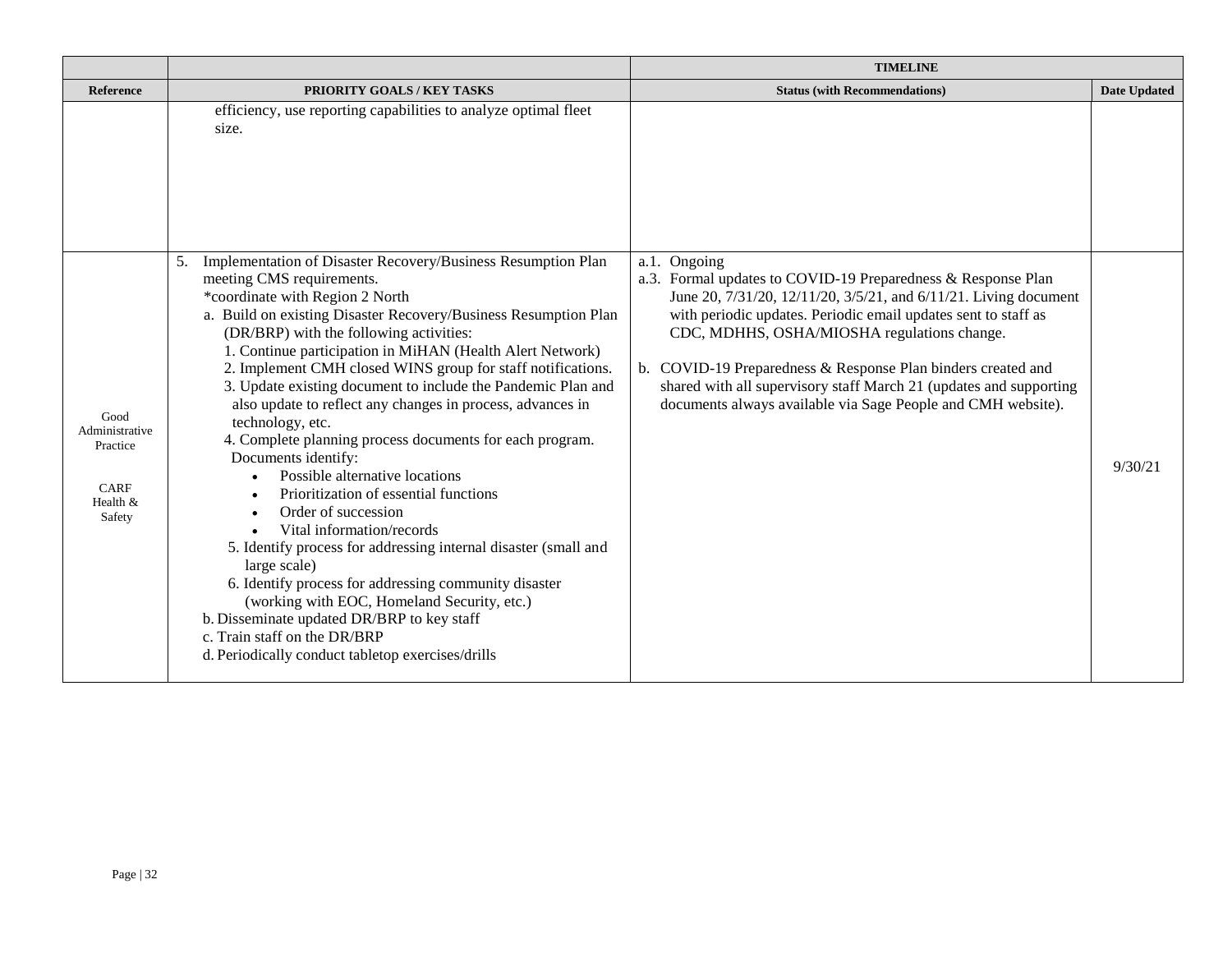| | | TIMELINE | |
|---|---|---|---|
| **Reference** | **PRIORITY GOALS / KEY TASKS** | **Status (with Recommendations)** | **Date Updated** |
| | efficiency, use reporting capabilities to analyze optimal fleet size. | | |
| Good Administrative Practice<br><br>CARF Health & Safety | 5. Implementation of Disaster Recovery/Business Resumption Plan meeting CMS requirements.<br>*coordinate with Region 2 North<br>a. Build on existing Disaster Recovery/Business Resumption Plan (DR/BRP) with the following activities:<br>1. Continue participation in MiHAN (Health Alert Network)<br>2. Implement CMH closed WINS group for staff notifications.<br>3. Update existing document to include the Pandemic Plan and also update to reflect any changes in process, advances in technology, etc.<br>4. Complete planning process documents for each program. Documents identify:<br>• Possible alternative locations<br>• Prioritization of essential functions<br>• Order of succession<br>• Vital information/records<br>5. Identify process for addressing internal disaster (small and large scale)<br>6. Identify process for addressing community disaster (working with EOC, Homeland Security, etc.)<br>b. Disseminate updated DR/BRP to key staff<br>c. Train staff on the DR/BRP<br>d. Periodically conduct tabletop exercises/drills | a.1. Ongoing<br>a.3. Formal updates to COVID-19 Preparedness & Response Plan June 20, 7/31/20, 12/11/20, 3/5/21, and 6/11/21. Living document with periodic updates. Periodic email updates sent to staff as CDC, MDHHS, OSHA/MIOSHA regulations change.<br><br>b. COVID-19 Preparedness & Response Plan binders created and shared with all supervisory staff March 21 (updates and supporting documents always available via Sage People and CMH website). | 9/30/21 |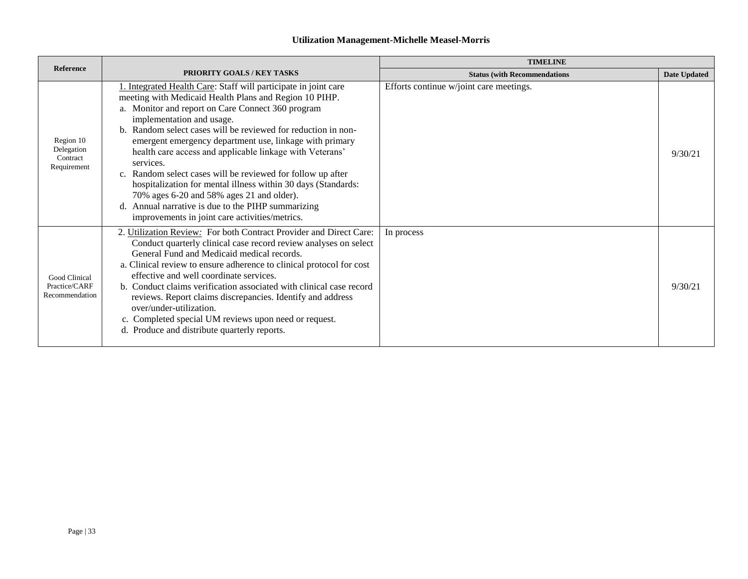### Utilization Management-Michelle Measel-Morris

| Reference | PRIORITY GOALS / KEY TASKS | TIMELINE | |
|---|---|---|---|
| | | Status (with Recommendations | Date Updated |
| Region 10 Delegation Contract Requirement | 1. Integrated Health Care: Staff will participate in joint care meeting with Medicaid Health Plans and Region 10 PIHP.<br>a. Monitor and report on Care Connect 360 program implementation and usage.<br>b. Random select cases will be reviewed for reduction in non-emergent emergency department use, linkage with primary health care access and applicable linkage with Veterans' services.<br>c. Random select cases will be reviewed for follow up after hospitalization for mental illness within 30 days (Standards: 70% ages 6-20 and 58% ages 21 and older).<br>d. Annual narrative is due to the PIHP summarizing improvements in joint care activities/metrics. | Efforts continue w/joint care meetings. | 9/30/21 |
| Good Clinical Practice/CARF Recommendation | 2. Utilization Review: For both Contract Provider and Direct Care: Conduct quarterly clinical case record review analyses on select General Fund and Medicaid medical records.<br>a. Clinical review to ensure adherence to clinical protocol for cost effective and well coordinate services.<br>b. Conduct claims verification associated with clinical case record reviews. Report claims discrepancies. Identify and address over/under-utilization.<br>c. Completed special UM reviews upon need or request.<br>d. Produce and distribute quarterly reports. | In process | 9/30/21 |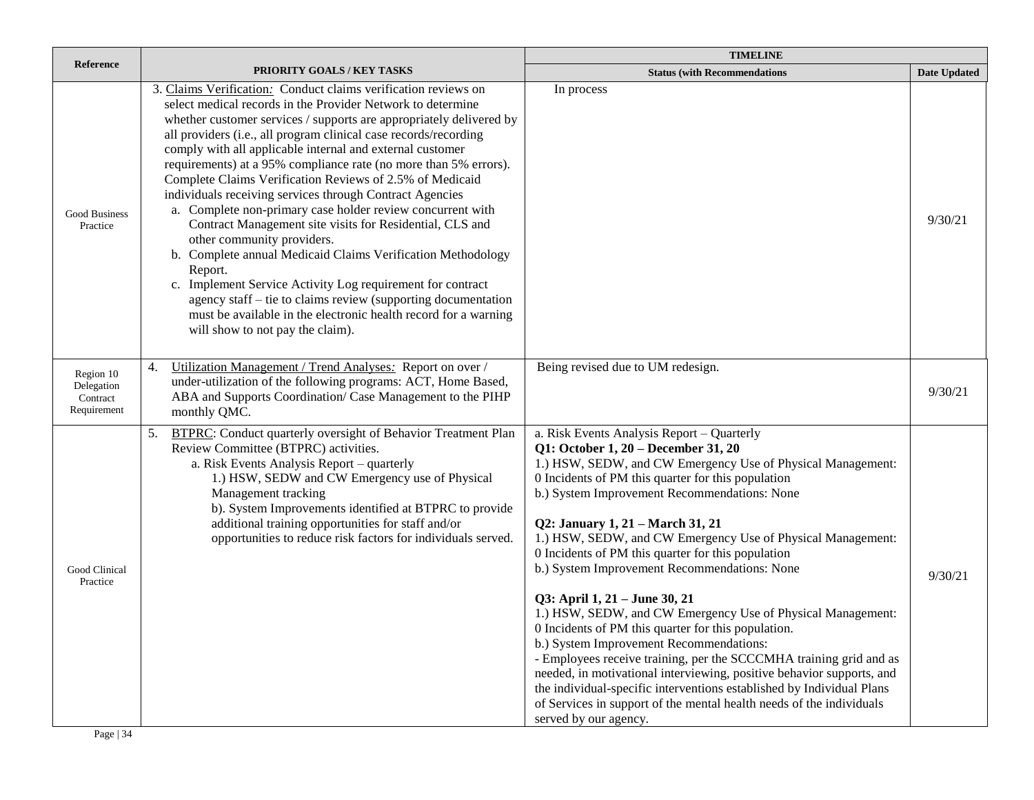| Reference | PRIORITY GOALS / KEY TASKS | TIMELINE | |
|---|---|---|---|
| | | Status (with Recommendations | Date Updated |
| Good Business Practice | 3. Claims Verification: Conduct claims verification reviews on select medical records in the Provider Network to determine whether customer services / supports are appropriately delivered by all providers (i.e., all program clinical case records/recording comply with all applicable internal and external customer requirements) at a 95% compliance rate (no more than 5% errors). Complete Claims Verification Reviews of 2.5% of Medicaid individuals receiving services through Contract Agencies<br>a. Complete non-primary case holder review concurrent with Contract Management site visits for Residential, CLS and other community providers.<br>b. Complete annual Medicaid Claims Verification Methodology Report.<br>c. Implement Service Activity Log requirement for contract agency staff – tie to claims review (supporting documentation must be available in the electronic health record for a warning will show to not pay the claim). | In process | 9/30/21 |
| Region 10 Delegation Contract Requirement | 4. Utilization Management / Trend Analyses: Report on over / under-utilization of the following programs: ACT, Home Based, ABA and Supports Coordination/ Case Management to the PIHP monthly QMC. | Being revised due to UM redesign. | 9/30/21 |
| Good Clinical Practice | 5. BTPRC: Conduct quarterly oversight of Behavior Treatment Plan Review Committee (BTPRC) activities.<br>a. Risk Events Analysis Report – quarterly<br>1.) HSW, SEDW and CW Emergency use of Physical Management tracking<br>b). System Improvements identified at BTPRC to provide additional training opportunities for staff and/or opportunities to reduce risk factors for individuals served. | a. Risk Events Analysis Report – Quarterly<br>**Q1: October 1, 20 – December 31, 20**<br>1.) HSW, SEDW, and CW Emergency Use of Physical Management: 0 Incidents of PM this quarter for this population<br>b.) System Improvement Recommendations: None<br><br>**Q2: January 1, 21 – March 31, 21**<br>1.) HSW, SEDW, and CW Emergency Use of Physical Management: 0 Incidents of PM this quarter for this population<br>b.) System Improvement Recommendations: None<br><br>**Q3: April 1, 21 – June 30, 21**<br>1.) HSW, SEDW, and CW Emergency Use of Physical Management: 0 Incidents of PM this quarter for this population.<br>b.) System Improvement Recommendations:<br>- Employees receive training, per the SCCCMHA training grid and as needed, in motivational interviewing, positive behavior supports, and the individual-specific interventions established by Individual Plans of Services in support of the mental health needs of the individuals served by our agency. | 9/30/21 |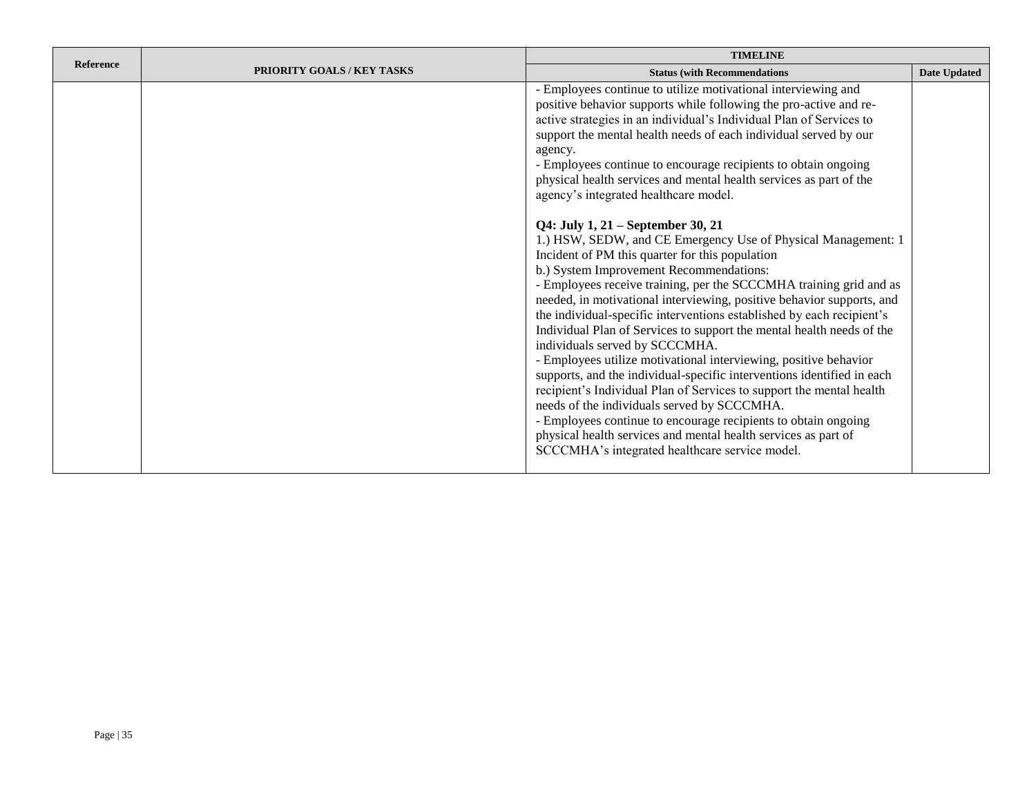| Reference | PRIORITY GOALS / KEY TASKS | TIMELINE | |
|---|---|---|---|
| | | **Status (with Recommendations** | **Date Updated** |
| | | - Employees continue to utilize motivational interviewing and positive behavior supports while following the pro-active and re-active strategies in an individual's Individual Plan of Services to support the mental health needs of each individual served by our agency.<br>- Employees continue to encourage recipients to obtain ongoing physical health services and mental health services as part of the agency's integrated healthcare model.<br><br>**Q4: July 1, 21 – September 30, 21**<br>1.) HSW, SEDW, and CE Emergency Use of Physical Management: 1 Incident of PM this quarter for this population<br>b.) System Improvement Recommendations:<br>- Employees receive training, per the SCCCMHA training grid and as needed, in motivational interviewing, positive behavior supports, and the individual-specific interventions established by each recipient's Individual Plan of Services to support the mental health needs of the individuals served by SCCCMHA.<br>- Employees utilize motivational interviewing, positive behavior supports, and the individual-specific interventions identified in each recipient's Individual Plan of Services to support the mental health needs of the individuals served by SCCCMHA.<br>- Employees continue to encourage recipients to obtain ongoing physical health services and mental health services as part of SCCCMHA's integrated healthcare service model. | |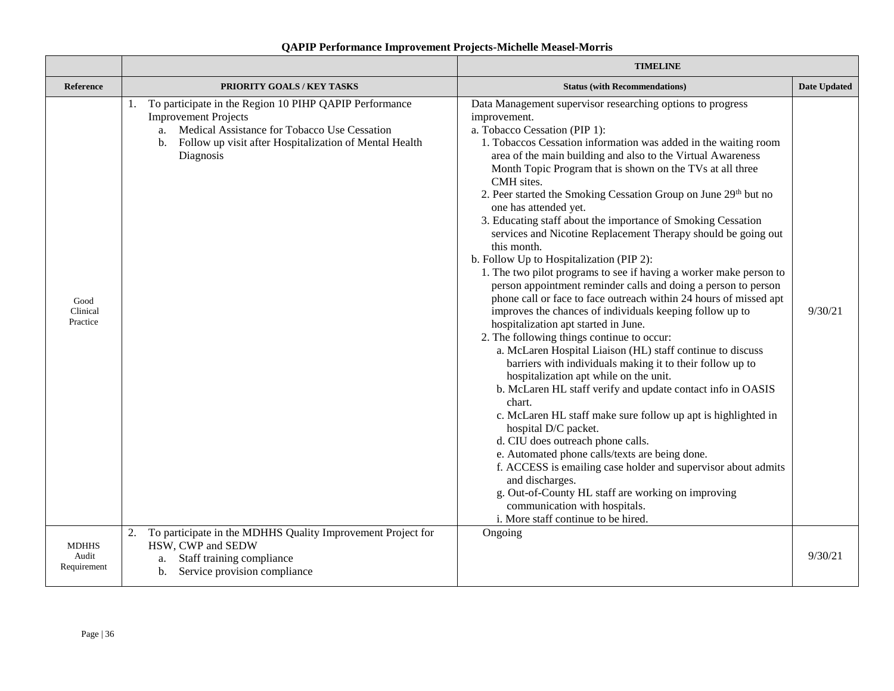**QAPIP Performance Improvement Projects-Michelle Measel-Morris**

| | | TIMELINE | |
|---|---|---|---|
| **Reference** | **PRIORITY GOALS / KEY TASKS** | **Status (with Recommendations)** | **Date Updated** |
| Good Clinical Practice | 1. To participate in the Region 10 PIHP QAPIP Performance Improvement Projects<br>a. Medical Assistance for Tobacco Use Cessation<br>b. Follow up visit after Hospitalization of Mental Health Diagnosis | Data Management supervisor researching options to progress improvement.<br>a. Tobacco Cessation (PIP 1):<br>1. Tobaccos Cessation information was added in the waiting room area of the main building and also to the Virtual Awareness Month Topic Program that is shown on the TVs at all three CMH sites.<br>2. Peer started the Smoking Cessation Group on June 29th but no one has attended yet.<br>3. Educating staff about the importance of Smoking Cessation services and Nicotine Replacement Therapy should be going out this month.<br>b. Follow Up to Hospitalization (PIP 2):<br>1. The two pilot programs to see if having a worker make person to person appointment reminder calls and doing a person to person phone call or face to face outreach within 24 hours of missed apt improves the chances of individuals keeping follow up to hospitalization apt started in June.<br>2. The following things continue to occur:<br>a. McLaren Hospital Liaison (HL) staff continue to discuss barriers with individuals making it to their follow up to hospitalization apt while on the unit.<br>b. McLaren HL staff verify and update contact info in OASIS chart.<br>c. McLaren HL staff make sure follow up apt is highlighted in hospital D/C packet.<br>d. CIU does outreach phone calls.<br>e. Automated phone calls/texts are being done.<br>f. ACCESS is emailing case holder and supervisor about admits and discharges.<br>g. Out-of-County HL staff are working on improving communication with hospitals.<br>i. More staff continue to be hired. | 9/30/21 |
| MDHHS Audit Requirement | 2. To participate in the MDHHS Quality Improvement Project for HSW, CWP and SEDW<br>a. Staff training compliance<br>b. Service provision compliance | Ongoing | 9/30/21 |